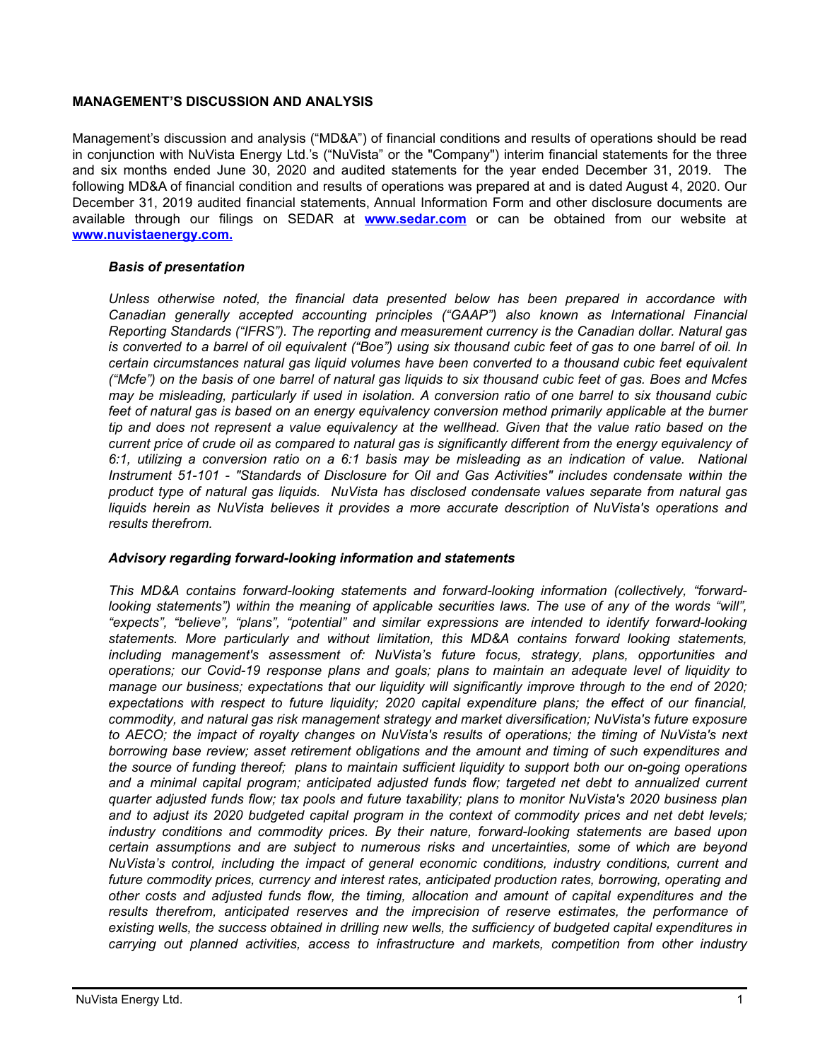## MANAGEMENT'S DISCUSSION AND ANALYSIS

Management's discussion and analysis ("MD&A") of financial conditions and results of operations should be read in conjunction with NuVista Energy Ltd.'s ("NuVista" or the "Company") interim financial statements for the three and six months ended June 30, 2020 and audited statements for the year ended December 31, 2019. The following MD&A of financial condition and results of operations was prepared at and is dated August 4, 2020. Our December 31, 2019 audited financial statements, Annual Information Form and other disclosure documents are available through our filings on SEDAR at **www.sedar.com** or can be obtained from our website at **www.nuvistaenergy.com.**

### *Basis of presentation*

*Unless otherwise noted, the financial data presented below has been prepared in accordance with Canadian generally accepted accounting principles ("GAAP") also known as International Financial Reporting Standards ("IFRS"). The reporting and measurement currency is the Canadian dollar. Natural gas is converted to a barrel of oil equivalent ("Boe") using six thousand cubic feet of gas to one barrel of oil. In certain circumstances natural gas liquid volumes have been converted to a thousand cubic feet equivalent ("Mcfe") on the basis of one barrel of natural gas liquids to six thousand cubic feet of gas. Boes and Mcfes may be misleading, particularly if used in isolation. A conversion ratio of one barrel to six thousand cubic feet of natural gas is based on an energy equivalency conversion method primarily applicable at the burner tip and does not represent a value equivalency at the wellhead. Given that the value ratio based on the current price of crude oil as compared to natural gas is significantly different from the energy equivalency of 6:1, utilizing a conversion ratio on a 6:1 basis may be misleading as an indication of value. National Instrument 51-101 - "Standards of Disclosure for Oil and Gas Activities" includes condensate within the product type of natural gas liquids. NuVista has disclosed condensate values separate from natural gas liquids herein as NuVista believes it provides a more accurate description of NuVista's operations and results therefrom.*

### *Advisory regarding forward-looking information and statements*

*This MD&A contains forward-looking statements and forward-looking information (collectively, "forward-looking statements") within the meaning of applicable securities laws. The use of any of the words "will", "expects", "believe", "plans", "potential" and similar expressions are intended to identify forward-looking statements. More particularly and without limitation, this MD&A contains forward looking statements, including management's assessment of: NuVista's future focus, strategy, plans, opportunities and operations; our Covid-19 response plans and goals; plans to maintain an adequate level of liquidity to manage our business; expectations that our liquidity will significantly improve through to the end of 2020; expectations with respect to future liquidity; 2020 capital expenditure plans; the effect of our financial, commodity, and natural gas risk management strategy and market diversification; NuVista's future exposure to AECO; the impact of royalty changes on NuVista's results of operations; the timing of NuVista's next borrowing base review; asset retirement obligations and the amount and timing of such expenditures and the source of funding thereof; plans to maintain sufficient liquidity to support both our on-going operations and a minimal capital program; anticipated adjusted funds flow; targeted net debt to annualized current quarter adjusted funds flow; tax pools and future taxability; plans to monitor NuVista's 2020 business plan and to adjust its 2020 budgeted capital program in the context of commodity prices and net debt levels; industry conditions and commodity prices. By their nature, forward-looking statements are based upon certain assumptions and are subject to numerous risks and uncertainties, some of which are beyond NuVista's control, including the impact of general economic conditions, industry conditions, current and future commodity prices, currency and interest rates, anticipated production rates, borrowing, operating and other costs and adjusted funds flow, the timing, allocation and amount of capital expenditures and the results therefrom, anticipated reserves and the imprecision of reserve estimates, the performance of existing wells, the success obtained in drilling new wells, the sufficiency of budgeted capital expenditures in carrying out planned activities, access to infrastructure and markets, competition from other industry*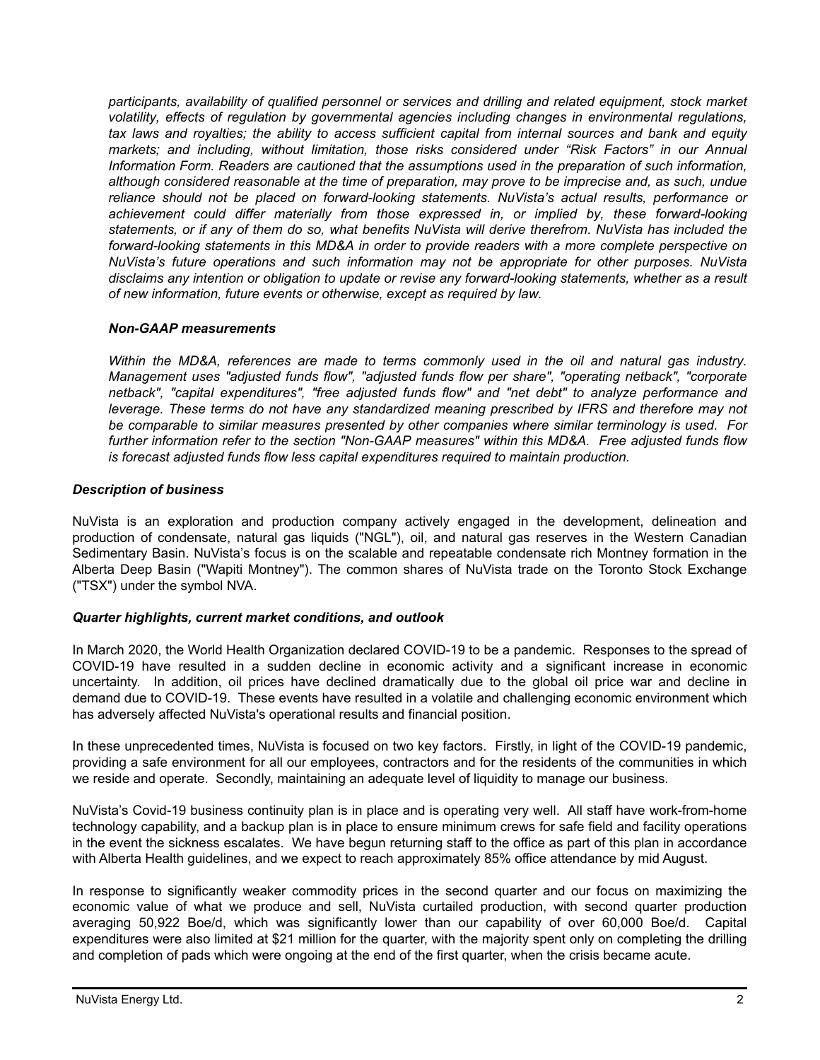*participants, availability of qualified personnel or services and drilling and related equipment, stock market volatility, effects of regulation by governmental agencies including changes in environmental regulations, tax laws and royalties; the ability to access sufficient capital from internal sources and bank and equity markets; and including, without limitation, those risks considered under "Risk Factors" in our Annual Information Form. Readers are cautioned that the assumptions used in the preparation of such information, although considered reasonable at the time of preparation, may prove to be imprecise and, as such, undue reliance should not be placed on forward-looking statements. NuVista's actual results, performance or achievement could differ materially from those expressed in, or implied by, these forward-looking statements, or if any of them do so, what benefits NuVista will derive therefrom. NuVista has included the forward-looking statements in this MD&A in order to provide readers with a more complete perspective on NuVista's future operations and such information may not be appropriate for other purposes. NuVista disclaims any intention or obligation to update or revise any forward-looking statements, whether as a result of new information, future events or otherwise, except as required by law.*

***Non-GAAP measurements***

*Within the MD&A, references are made to terms commonly used in the oil and natural gas industry. Management uses "adjusted funds flow", "adjusted funds flow per share", "operating netback", "corporate netback", "capital expenditures", "free adjusted funds flow" and "net debt" to analyze performance and leverage. These terms do not have any standardized meaning prescribed by IFRS and therefore may not be comparable to similar measures presented by other companies where similar terminology is used. For further information refer to the section "Non-GAAP measures" within this MD&A. Free adjusted funds flow is forecast adjusted funds flow less capital expenditures required to maintain production.*

***Description of business***

NuVista is an exploration and production company actively engaged in the development, delineation and production of condensate, natural gas liquids ("NGL"), oil, and natural gas reserves in the Western Canadian Sedimentary Basin. NuVista's focus is on the scalable and repeatable condensate rich Montney formation in the Alberta Deep Basin ("Wapiti Montney"). The common shares of NuVista trade on the Toronto Stock Exchange ("TSX") under the symbol NVA.

***Quarter highlights, current market conditions, and outlook***

In March 2020, the World Health Organization declared COVID-19 to be a pandemic. Responses to the spread of COVID-19 have resulted in a sudden decline in economic activity and a significant increase in economic uncertainty. In addition, oil prices have declined dramatically due to the global oil price war and decline in demand due to COVID-19. These events have resulted in a volatile and challenging economic environment which has adversely affected NuVista's operational results and financial position.

In these unprecedented times, NuVista is focused on two key factors. Firstly, in light of the COVID-19 pandemic, providing a safe environment for all our employees, contractors and for the residents of the communities in which we reside and operate. Secondly, maintaining an adequate level of liquidity to manage our business.

NuVista's Covid-19 business continuity plan is in place and is operating very well. All staff have work-from-home technology capability, and a backup plan is in place to ensure minimum crews for safe field and facility operations in the event the sickness escalates. We have begun returning staff to the office as part of this plan in accordance with Alberta Health guidelines, and we expect to reach approximately 85% office attendance by mid August.

In response to significantly weaker commodity prices in the second quarter and our focus on maximizing the economic value of what we produce and sell, NuVista curtailed production, with second quarter production averaging 50,922 Boe/d, which was significantly lower than our capability of over 60,000 Boe/d. Capital expenditures were also limited at $21 million for the quarter, with the majority spent only on completing the drilling and completion of pads which were ongoing at the end of the first quarter, when the crisis became acute.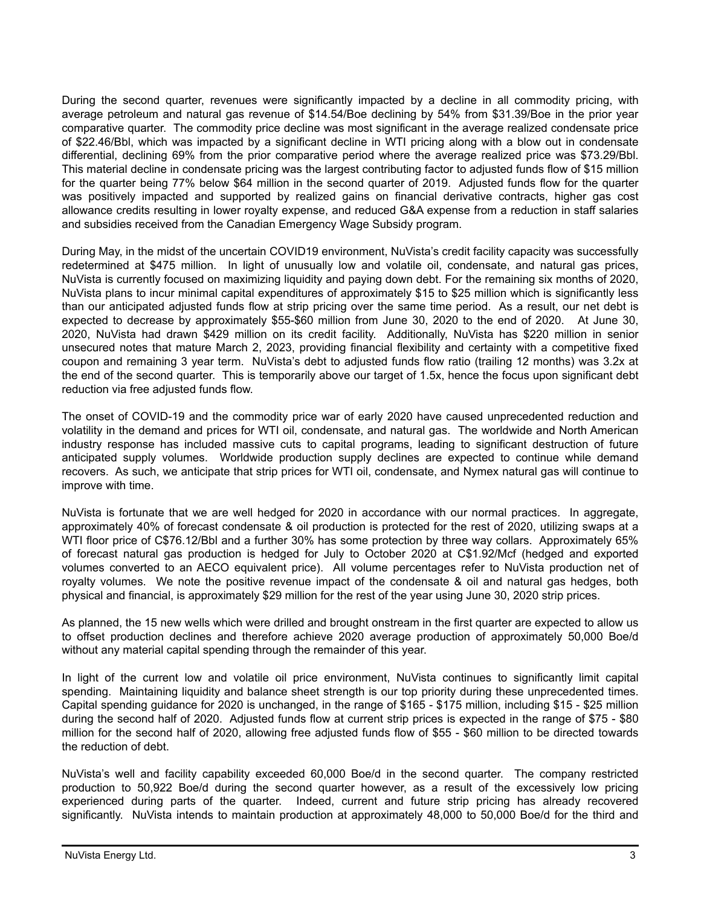During the second quarter, revenues were significantly impacted by a decline in all commodity pricing, with average petroleum and natural gas revenue of $14.54/Boe declining by 54% from $31.39/Boe in the prior year comparative quarter. The commodity price decline was most significant in the average realized condensate price of $22.46/Bbl, which was impacted by a significant decline in WTI pricing along with a blow out in condensate differential, declining 69% from the prior comparative period where the average realized price was $73.29/Bbl. This material decline in condensate pricing was the largest contributing factor to adjusted funds flow of $15 million for the quarter being 77% below $64 million in the second quarter of 2019. Adjusted funds flow for the quarter was positively impacted and supported by realized gains on financial derivative contracts, higher gas cost allowance credits resulting in lower royalty expense, and reduced G&A expense from a reduction in staff salaries and subsidies received from the Canadian Emergency Wage Subsidy program.

During May, in the midst of the uncertain COVID19 environment, NuVista's credit facility capacity was successfully redetermined at $475 million. In light of unusually low and volatile oil, condensate, and natural gas prices, NuVista is currently focused on maximizing liquidity and paying down debt. For the remaining six months of 2020, NuVista plans to incur minimal capital expenditures of approximately $15 to $25 million which is significantly less than our anticipated adjusted funds flow at strip pricing over the same time period. As a result, our net debt is expected to decrease by approximately $55-$60 million from June 30, 2020 to the end of 2020. At June 30, 2020, NuVista had drawn $429 million on its credit facility. Additionally, NuVista has $220 million in senior unsecured notes that mature March 2, 2023, providing financial flexibility and certainty with a competitive fixed coupon and remaining 3 year term. NuVista's debt to adjusted funds flow ratio (trailing 12 months) was 3.2x at the end of the second quarter. This is temporarily above our target of 1.5x, hence the focus upon significant debt reduction via free adjusted funds flow.

The onset of COVID-19 and the commodity price war of early 2020 have caused unprecedented reduction and volatility in the demand and prices for WTI oil, condensate, and natural gas. The worldwide and North American industry response has included massive cuts to capital programs, leading to significant destruction of future anticipated supply volumes. Worldwide production supply declines are expected to continue while demand recovers. As such, we anticipate that strip prices for WTI oil, condensate, and Nymex natural gas will continue to improve with time.

NuVista is fortunate that we are well hedged for 2020 in accordance with our normal practices. In aggregate, approximately 40% of forecast condensate & oil production is protected for the rest of 2020, utilizing swaps at a WTI floor price of C$76.12/Bbl and a further 30% has some protection by three way collars. Approximately 65% of forecast natural gas production is hedged for July to October 2020 at C$1.92/Mcf (hedged and exported volumes converted to an AECO equivalent price). All volume percentages refer to NuVista production net of royalty volumes. We note the positive revenue impact of the condensate & oil and natural gas hedges, both physical and financial, is approximately $29 million for the rest of the year using June 30, 2020 strip prices.

As planned, the 15 new wells which were drilled and brought onstream in the first quarter are expected to allow us to offset production declines and therefore achieve 2020 average production of approximately 50,000 Boe/d without any material capital spending through the remainder of this year.

In light of the current low and volatile oil price environment, NuVista continues to significantly limit capital spending. Maintaining liquidity and balance sheet strength is our top priority during these unprecedented times. Capital spending guidance for 2020 is unchanged, in the range of $165 - $175 million, including $15 - $25 million during the second half of 2020. Adjusted funds flow at current strip prices is expected in the range of $75 - $80 million for the second half of 2020, allowing free adjusted funds flow of $55 - $60 million to be directed towards the reduction of debt.

NuVista's well and facility capability exceeded 60,000 Boe/d in the second quarter. The company restricted production to 50,922 Boe/d during the second quarter however, as a result of the excessively low pricing experienced during parts of the quarter. Indeed, current and future strip pricing has already recovered significantly. NuVista intends to maintain production at approximately 48,000 to 50,000 Boe/d for the third and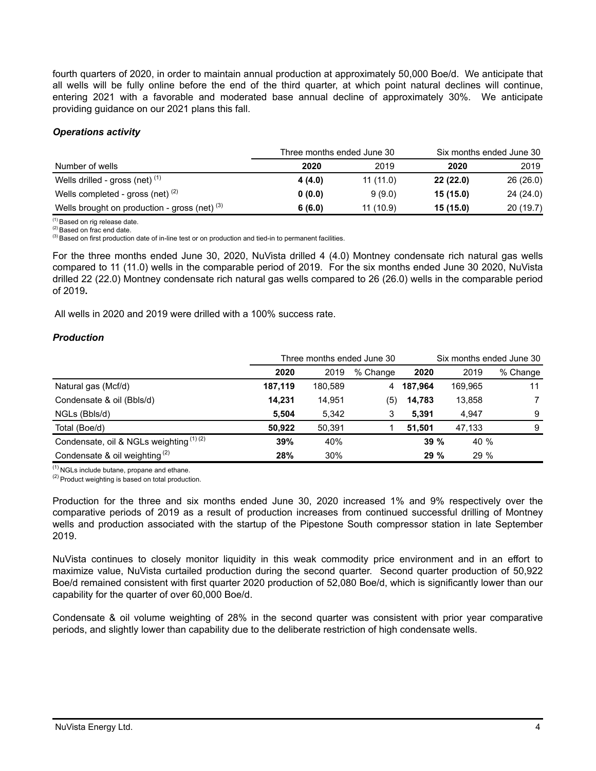fourth quarters of 2020, in order to maintain annual production at approximately 50,000 Boe/d. We anticipate that all wells will be fully online before the end of the third quarter, at which point natural declines will continue, entering 2021 with a favorable and moderated base annual decline of approximately 30%. We anticipate providing guidance on our 2021 plans this fall.

### *Operations activity*

| | Three months ended June 30 | | Six months ended June 30 | |
|---|---|---|---|---|
| Number of wells | **2020** | 2019 | **2020** | 2019 |
| Wells drilled - gross (net) [(1)] | **4 (4.0)** | 11 (11.0) | **22 (22.0)** | 26 (26.0) |
| Wells completed - gross (net) [(2)] | **0 (0.0)** | 9 (9.0) | **15 (15.0)** | 24 (24.0) |
| Wells brought on production - gross (net) [(3)] | **6 (6.0)** | 11 (10.9) | **15 (15.0)** | 20 (19.7) |

[(1)] Based on rig release date.
[(2)] Based on frac end date.
[(3)] Based on first production date of in-line test or on production and tied-in to permanent facilities.

For the three months ended June 30, 2020, NuVista drilled 4 (4.0) Montney condensate rich natural gas wells compared to 11 (11.0) wells in the comparable period of 2019. For the six months ended June 30 2020, NuVista drilled 22 (22.0) Montney condensate rich natural gas wells compared to 26 (26.0) wells in the comparable period of 2019**.**

All wells in 2020 and 2019 were drilled with a 100% success rate.

### *Production*

| | Three months ended June 30 | | | Six months ended June 30 | | |
|---|---|---|---|---|---|---|
| | **2020** | 2019 | % Change | **2020** | 2019 | % Change |
| Natural gas (Mcf/d) | **187,119** | 180,589 | 4 | **187,964** | 169,965 | 11 |
| Condensate & oil (Bbls/d) | **14,231** | 14,951 | (5) | **14,783** | 13,858 | 7 |
| NGLs (Bbls/d) | **5,504** | 5,342 | 3 | **5,391** | 4,947 | 9 |
| Total (Boe/d) | **50,922** | 50,391 | 1 | **51,501** | 47,133 | 9 |
| Condensate, oil & NGLs weighting [(1)(2)] | **39%** | 40% | | **39 %** | 40 % | |
| Condensate & oil weighting [(2)] | **28%** | 30% | | **29 %** | 29 % | |

[(1)] NGLs include butane, propane and ethane.
[(2)] Product weighting is based on total production.

Production for the three and six months ended June 30, 2020 increased 1% and 9% respectively over the comparative periods of 2019 as a result of production increases from continued successful drilling of Montney wells and production associated with the startup of the Pipestone South compressor station in late September 2019.

NuVista continues to closely monitor liquidity in this weak commodity price environment and in an effort to maximize value, NuVista curtailed production during the second quarter. Second quarter production of 50,922 Boe/d remained consistent with first quarter 2020 production of 52,080 Boe/d, which is significantly lower than our capability for the quarter of over 60,000 Boe/d.

Condensate & oil volume weighting of 28% in the second quarter was consistent with prior year comparative periods, and slightly lower than capability due to the deliberate restriction of high condensate wells.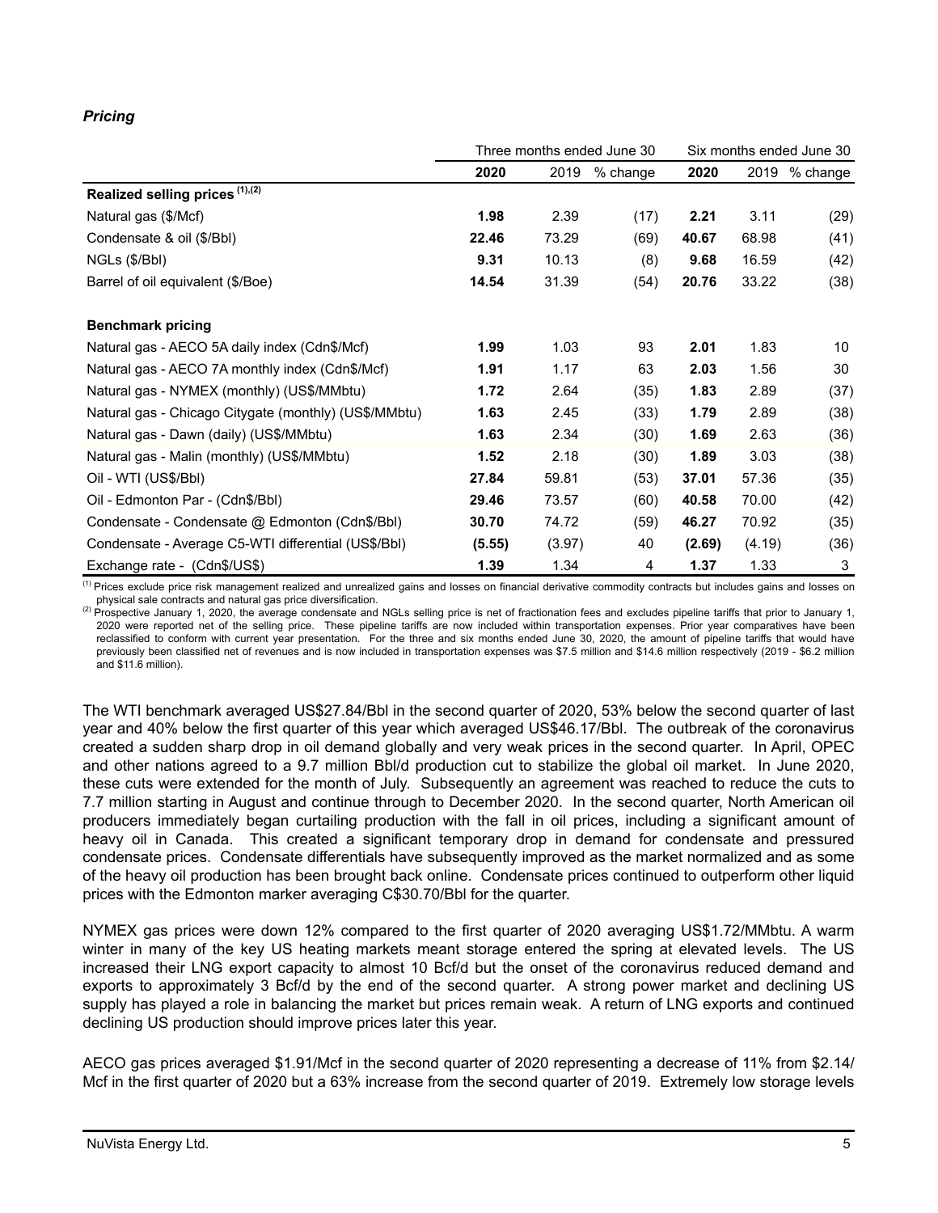*Pricing*

| | Three months ended June 30 | | | Six months ended June 30 | | |
|---|---|---|---|---|---|---|
| | **2020** | 2019 | % change | **2020** | 2019 | % change |
| **Realized selling prices** [(1),(2)] | | | | | | |
| Natural gas ($/Mcf) | **1.98** | 2.39 | (17) | **2.21** | 3.11 | (29) |
| Condensate & oil ($/Bbl) | **22.46** | 73.29 | (69) | **40.67** | 68.98 | (41) |
| NGLs ($/Bbl) | **9.31** | 10.13 | (8) | **9.68** | 16.59 | (42) |
| Barrel of oil equivalent ($/Boe) | **14.54** | 31.39 | (54) | **20.76** | 33.22 | (38) |
| | | | | | | |
| **Benchmark pricing** | | | | | | |
| Natural gas - AECO 5A daily index (Cdn$/Mcf) | **1.99** | 1.03 | 93 | **2.01** | 1.83 | 10 |
| Natural gas - AECO 7A monthly index (Cdn$/Mcf) | **1.91** | 1.17 | 63 | **2.03** | 1.56 | 30 |
| Natural gas - NYMEX (monthly) (US$/MMbtu) | **1.72** | 2.64 | (35) | **1.83** | 2.89 | (37) |
| Natural gas - Chicago Citygate (monthly) (US$/MMbtu) | **1.63** | 2.45 | (33) | **1.79** | 2.89 | (38) |
| Natural gas - Dawn (daily) (US$/MMbtu) | **1.63** | 2.34 | (30) | **1.69** | 2.63 | (36) |
| Natural gas - Malin (monthly) (US$/MMbtu) | **1.52** | 2.18 | (30) | **1.89** | 3.03 | (38) |
| Oil - WTI (US$/Bbl) | **27.84** | 59.81 | (53) | **37.01** | 57.36 | (35) |
| Oil - Edmonton Par - (Cdn$/Bbl) | **29.46** | 73.57 | (60) | **40.58** | 70.00 | (42) |
| Condensate - Condensate @ Edmonton (Cdn$/Bbl) | **30.70** | 74.72 | (59) | **46.27** | 70.92 | (35) |
| Condensate - Average C5-WTI differential (US$/Bbl) | **(5.55)** | (3.97) | 40 | **(2.69)** | (4.19) | (36) |
| Exchange rate - (Cdn$/US$) | **1.39** | 1.34 | 4 | **1.37** | 1.33 | 3 |

(1) Prices exclude price risk management realized and unrealized gains and losses on financial derivative commodity contracts but includes gains and losses on physical sale contracts and natural gas price diversification.

(2) Prospective January 1, 2020, the average condensate and NGLs selling price is net of fractionation fees and excludes pipeline tariffs that prior to January 1, 2020 were reported net of the selling price. These pipeline tariffs are now included within transportation expenses. Prior year comparatives have been reclassified to conform with current year presentation. For the three and six months ended June 30, 2020, the amount of pipeline tariffs that would have previously been classified net of revenues and is now included in transportation expenses was $7.5 million and $14.6 million respectively (2019 - $6.2 million and $11.6 million).

The WTI benchmark averaged US$27.84/Bbl in the second quarter of 2020, 53% below the second quarter of last year and 40% below the first quarter of this year which averaged US$46.17/Bbl. The outbreak of the coronavirus created a sudden sharp drop in oil demand globally and very weak prices in the second quarter. In April, OPEC and other nations agreed to a 9.7 million Bbl/d production cut to stabilize the global oil market. In June 2020, these cuts were extended for the month of July. Subsequently an agreement was reached to reduce the cuts to 7.7 million starting in August and continue through to December 2020. In the second quarter, North American oil producers immediately began curtailing production with the fall in oil prices, including a significant amount of heavy oil in Canada. This created a significant temporary drop in demand for condensate and pressured condensate prices. Condensate differentials have subsequently improved as the market normalized and as some of the heavy oil production has been brought back online. Condensate prices continued to outperform other liquid prices with the Edmonton marker averaging C$30.70/Bbl for the quarter.

NYMEX gas prices were down 12% compared to the first quarter of 2020 averaging US$1.72/MMbtu. A warm winter in many of the key US heating markets meant storage entered the spring at elevated levels. The US increased their LNG export capacity to almost 10 Bcf/d but the onset of the coronavirus reduced demand and exports to approximately 3 Bcf/d by the end of the second quarter. A strong power market and declining US supply has played a role in balancing the market but prices remain weak. A return of LNG exports and continued declining US production should improve prices later this year.

AECO gas prices averaged $1.91/Mcf in the second quarter of 2020 representing a decrease of 11% from $2.14/Mcf in the first quarter of 2020 but a 63% increase from the second quarter of 2019. Extremely low storage levels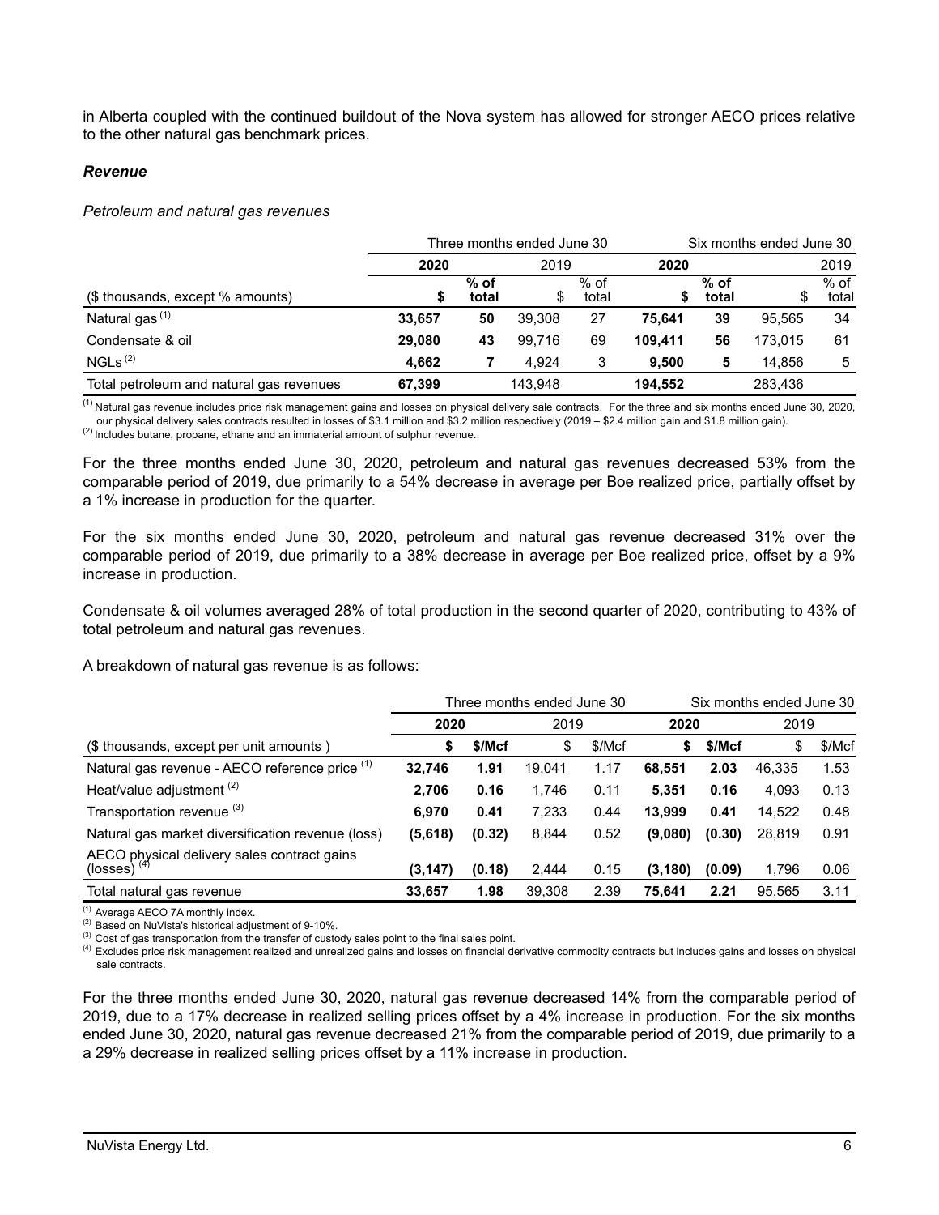in Alberta coupled with the continued buildout of the Nova system has allowed for stronger AECO prices relative to the other natural gas benchmark prices.

### *Revenue*

*Petroleum and natural gas revenues*

| | Three months ended June 30 | | | | Six months ended June 30 | | | |
|---|---|---|---|---|---|---|---|---|
| | **2020** | | 2019 | | **2020** | | 2019 | |
| ($ thousands, except % amounts) | **$** | **% of total** | $ | % of total | **$** | **% of total** | $ | % of total |
| Natural gas [(1)] | **33,657** | **50** | 39,308 | 27 | **75,641** | **39** | 95,565 | 34 |
| Condensate & oil | **29,080** | **43** | 99,716 | 69 | **109,411** | **56** | 173,015 | 61 |
| NGLs [(2)] | **4,662** | **7** | 4,924 | 3 | **9,500** | **5** | 14,856 | 5 |
| Total petroleum and natural gas revenues | **67,399** | | 143,948 | | **194,552** | | 283,436 | |

[(1)] Natural gas revenue includes price risk management gains and losses on physical delivery sale contracts. For the three and six months ended June 30, 2020, our physical delivery sales contracts resulted in losses of $3.1 million and $3.2 million respectively (2019 – $2.4 million gain and $1.8 million gain).
[(2)] Includes butane, propane, ethane and an immaterial amount of sulphur revenue.

For the three months ended June 30, 2020, petroleum and natural gas revenues decreased 53% from the comparable period of 2019, due primarily to a 54% decrease in average per Boe realized price, partially offset by a 1% increase in production for the quarter.

For the six months ended June 30, 2020, petroleum and natural gas revenue decreased 31% over the comparable period of 2019, due primarily to a 38% decrease in average per Boe realized price, offset by a 9% increase in production.

Condensate & oil volumes averaged 28% of total production in the second quarter of 2020, contributing to 43% of total petroleum and natural gas revenues.

A breakdown of natural gas revenue is as follows:

| | Three months ended June 30 | | | | Six months ended June 30 | | | |
|---|---|---|---|---|---|---|---|---|
| | **2020** | | 2019 | | **2020** | | 2019 | |
| ($ thousands, except per unit amounts ) | **$** | **$/Mcf** | $ | $/Mcf | **$** | **$/Mcf** | $ | $/Mcf |
| Natural gas revenue - AECO reference price [(1)] | **32,746** | **1.91** | 19,041 | 1.17 | **68,551** | **2.03** | 46,335 | 1.53 |
| Heat/value adjustment [(2)] | **2,706** | **0.16** | 1,746 | 0.11 | **5,351** | **0.16** | 4,093 | 0.13 |
| Transportation revenue [(3)] | **6,970** | **0.41** | 7,233 | 0.44 | **13,999** | **0.41** | 14,522 | 0.48 |
| Natural gas market diversification revenue (loss) | **(5,618)** | **(0.32)** | 8,844 | 0.52 | **(9,080)** | **(0.30)** | 28,819 | 0.91 |
| AECO physical delivery sales contract gains (losses) [(4)] | **(3,147)** | **(0.18)** | 2,444 | 0.15 | **(3,180)** | **(0.09)** | 1,796 | 0.06 |
| Total natural gas revenue | **33,657** | **1.98** | 39,308 | 2.39 | **75,641** | **2.21** | 95,565 | 3.11 |

[(1)] Average AECO 7A monthly index.
[(2)] Based on NuVista's historical adjustment of 9-10%.
[(3)] Cost of gas transportation from the transfer of custody sales point to the final sales point.
[(4)] Excludes price risk management realized and unrealized gains and losses on financial derivative commodity contracts but includes gains and losses on physical sale contracts.

For the three months ended June 30, 2020, natural gas revenue decreased 14% from the comparable period of 2019, due to a 17% decrease in realized selling prices offset by a 4% increase in production. For the six months ended June 30, 2020, natural gas revenue decreased 21% from the comparable period of 2019, due primarily to a a 29% decrease in realized selling prices offset by a 11% increase in production.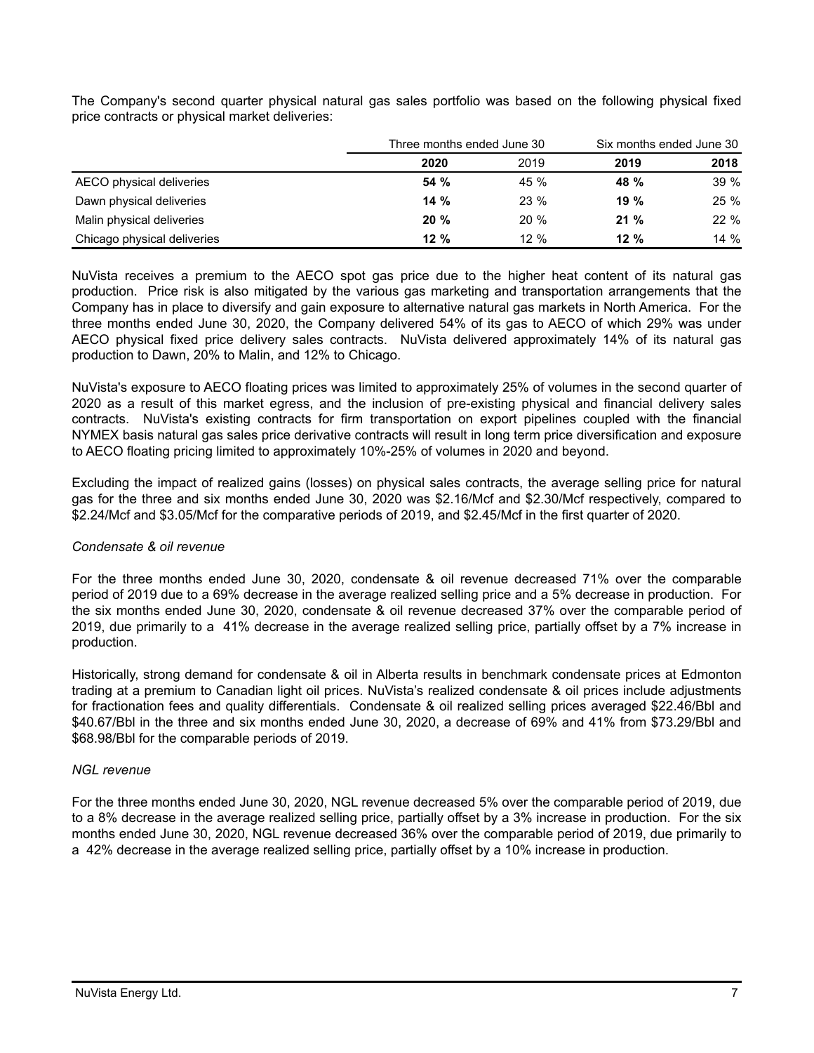The Company's second quarter physical natural gas sales portfolio was based on the following physical fixed price contracts or physical market deliveries:

| | Three months ended June 30 | | Six months ended June 30 | |
|---|---|---|---|---|
| | **2020** | 2019 | **2019** | **2018** |
| AECO physical deliveries | **54 %** | 45 % | **48 %** | 39 % |
| Dawn physical deliveries | **14 %** | 23 % | **19 %** | 25 % |
| Malin physical deliveries | **20 %** | 20 % | **21 %** | 22 % |
| Chicago physical deliveries | **12 %** | 12 % | **12 %** | 14 % |

NuVista receives a premium to the AECO spot gas price due to the higher heat content of its natural gas production. Price risk is also mitigated by the various gas marketing and transportation arrangements that the Company has in place to diversify and gain exposure to alternative natural gas markets in North America. For the three months ended June 30, 2020, the Company delivered 54% of its gas to AECO of which 29% was under AECO physical fixed price delivery sales contracts. NuVista delivered approximately 14% of its natural gas production to Dawn, 20% to Malin, and 12% to Chicago.

NuVista's exposure to AECO floating prices was limited to approximately 25% of volumes in the second quarter of 2020 as a result of this market egress, and the inclusion of pre-existing physical and financial delivery sales contracts. NuVista's existing contracts for firm transportation on export pipelines coupled with the financial NYMEX basis natural gas sales price derivative contracts will result in long term price diversification and exposure to AECO floating pricing limited to approximately 10%-25% of volumes in 2020 and beyond.

Excluding the impact of realized gains (losses) on physical sales contracts, the average selling price for natural gas for the three and six months ended June 30, 2020 was $2.16/Mcf and $2.30/Mcf respectively, compared to $2.24/Mcf and $3.05/Mcf for the comparative periods of 2019, and $2.45/Mcf in the first quarter of 2020.

*Condensate & oil revenue*

For the three months ended June 30, 2020, condensate & oil revenue decreased 71% over the comparable period of 2019 due to a 69% decrease in the average realized selling price and a 5% decrease in production. For the six months ended June 30, 2020, condensate & oil revenue decreased 37% over the comparable period of 2019, due primarily to a 41% decrease in the average realized selling price, partially offset by a 7% increase in production.

Historically, strong demand for condensate & oil in Alberta results in benchmark condensate prices at Edmonton trading at a premium to Canadian light oil prices. NuVista's realized condensate & oil prices include adjustments for fractionation fees and quality differentials. Condensate & oil realized selling prices averaged $22.46/Bbl and $40.67/Bbl in the three and six months ended June 30, 2020, a decrease of 69% and 41% from $73.29/Bbl and $68.98/Bbl for the comparable periods of 2019.

*NGL revenue*

For the three months ended June 30, 2020, NGL revenue decreased 5% over the comparable period of 2019, due to a 8% decrease in the average realized selling price, partially offset by a 3% increase in production. For the six months ended June 30, 2020, NGL revenue decreased 36% over the comparable period of 2019, due primarily to a 42% decrease in the average realized selling price, partially offset by a 10% increase in production.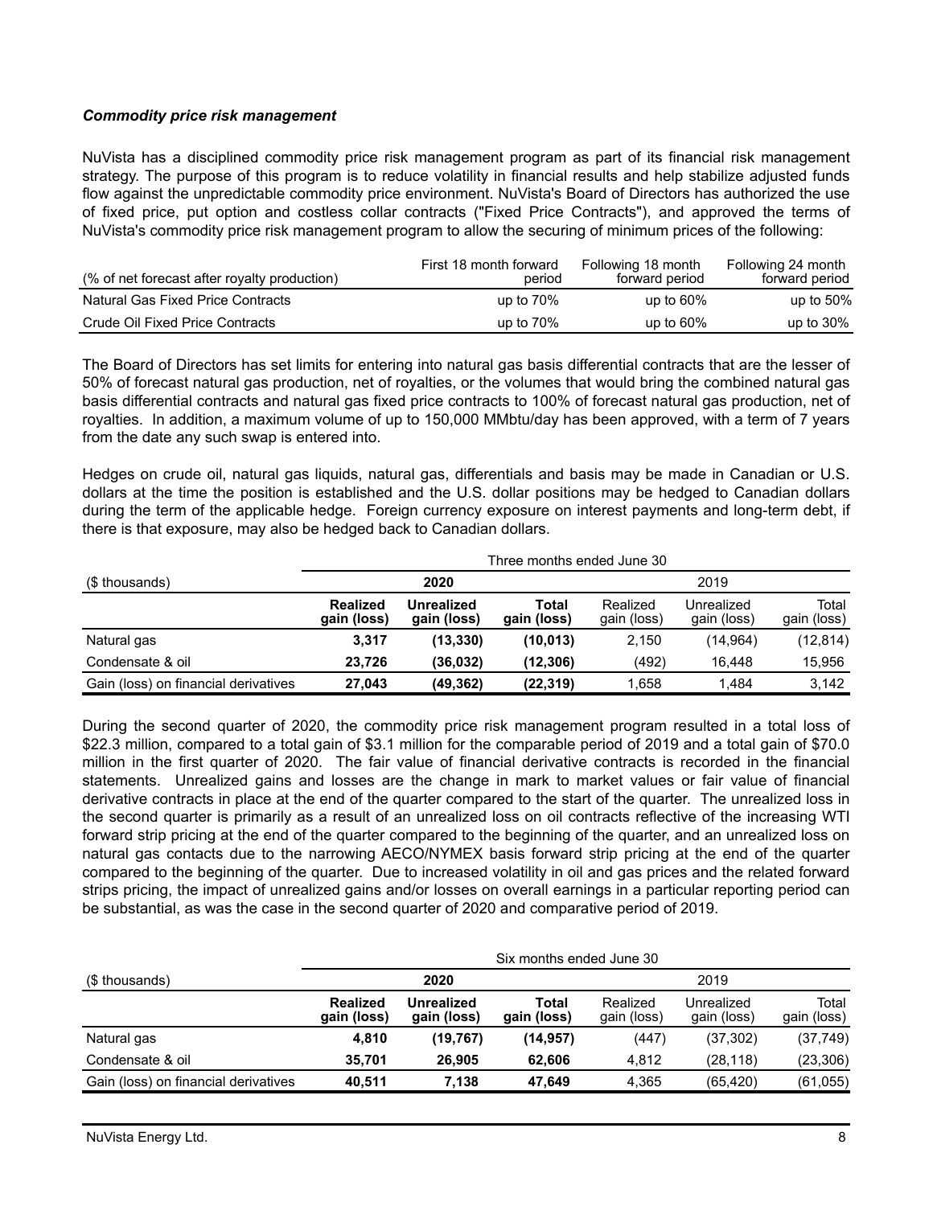### *Commodity price risk management*

NuVista has a disciplined commodity price risk management program as part of its financial risk management strategy. The purpose of this program is to reduce volatility in financial results and help stabilize adjusted funds flow against the unpredictable commodity price environment. NuVista's Board of Directors has authorized the use of fixed price, put option and costless collar contracts ("Fixed Price Contracts"), and approved the terms of NuVista's commodity price risk management program to allow the securing of minimum prices of the following:

| (% of net forecast after royalty production) | First 18 month forward period | Following 18 month forward period | Following 24 month forward period |
|---|---|---|---|
| Natural Gas Fixed Price Contracts | up to 70% | up to 60% | up to 50% |
| Crude Oil Fixed Price Contracts | up to 70% | up to 60% | up to 30% |

The Board of Directors has set limits for entering into natural gas basis differential contracts that are the lesser of 50% of forecast natural gas production, net of royalties, or the volumes that would bring the combined natural gas basis differential contracts and natural gas fixed price contracts to 100% of forecast natural gas production, net of royalties. In addition, a maximum volume of up to 150,000 MMbtu/day has been approved, with a term of 7 years from the date any such swap is entered into.

Hedges on crude oil, natural gas liquids, natural gas, differentials and basis may be made in Canadian or U.S. dollars at the time the position is established and the U.S. dollar positions may be hedged to Canadian dollars during the term of the applicable hedge. Foreign currency exposure on interest payments and long-term debt, if there is that exposure, may also be hedged back to Canadian dollars.

| | Three months ended June 30 | | | | | |
|---|---|---|---|---|---|---|
| ($ thousands) | **2020** | | | 2019 | | |
| | **Realized gain (loss)** | **Unrealized gain (loss)** | **Total gain (loss)** | Realized gain (loss) | Unrealized gain (loss) | Total gain (loss) |
| Natural gas | **3,317** | **(13,330)** | **(10,013)** | 2,150 | (14,964) | (12,814) |
| Condensate & oil | **23,726** | **(36,032)** | **(12,306)** | (492) | 16,448 | 15,956 |
| Gain (loss) on financial derivatives | **27,043** | **(49,362)** | **(22,319)** | 1,658 | 1,484 | 3,142 |

During the second quarter of 2020, the commodity price risk management program resulted in a total loss of $22.3 million, compared to a total gain of $3.1 million for the comparable period of 2019 and a total gain of $70.0 million in the first quarter of 2020. The fair value of financial derivative contracts is recorded in the financial statements. Unrealized gains and losses are the change in mark to market values or fair value of financial derivative contracts in place at the end of the quarter compared to the start of the quarter. The unrealized loss in the second quarter is primarily as a result of an unrealized loss on oil contracts reflective of the increasing WTI forward strip pricing at the end of the quarter compared to the beginning of the quarter, and an unrealized loss on natural gas contacts due to the narrowing AECO/NYMEX basis forward strip pricing at the end of the quarter compared to the beginning of the quarter. Due to increased volatility in oil and gas prices and the related forward strips pricing, the impact of unrealized gains and/or losses on overall earnings in a particular reporting period can be substantial, as was the case in the second quarter of 2020 and comparative period of 2019.

| | Six months ended June 30 | | | | | |
|---|---|---|---|---|---|---|
| ($ thousands) | **2020** | | | 2019 | | |
| | **Realized gain (loss)** | **Unrealized gain (loss)** | **Total gain (loss)** | Realized gain (loss) | Unrealized gain (loss) | Total gain (loss) |
| Natural gas | **4,810** | **(19,767)** | **(14,957)** | (447) | (37,302) | (37,749) |
| Condensate & oil | **35,701** | **26,905** | **62,606** | 4,812 | (28,118) | (23,306) |
| Gain (loss) on financial derivatives | **40,511** | **7,138** | **47,649** | 4,365 | (65,420) | (61,055) |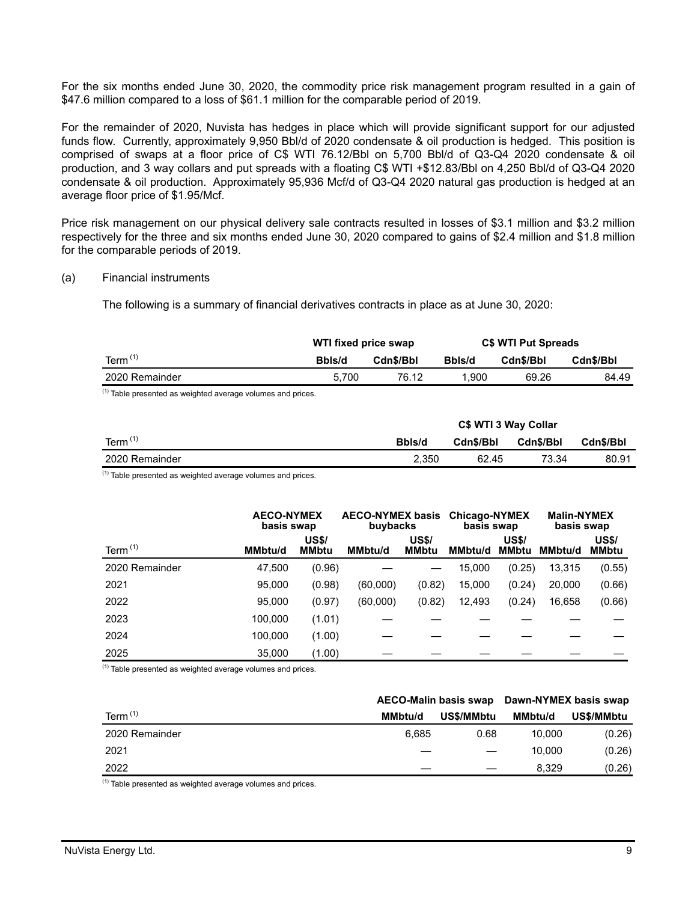For the six months ended June 30, 2020, the commodity price risk management program resulted in a gain of $47.6 million compared to a loss of $61.1 million for the comparable period of 2019.

For the remainder of 2020, Nuvista has hedges in place which will provide significant support for our adjusted funds flow. Currently, approximately 9,950 Bbl/d of 2020 condensate & oil production is hedged. This position is comprised of swaps at a floor price of C$ WTI 76.12/Bbl on 5,700 Bbl/d of Q3-Q4 2020 condensate & oil production, and 3 way collars and put spreads with a floating C$ WTI +$12.83/Bbl on 4,250 Bbl/d of Q3-Q4 2020 condensate & oil production. Approximately 95,936 Mcf/d of Q3-Q4 2020 natural gas production is hedged at an average floor price of $1.95/Mcf.

Price risk management on our physical delivery sale contracts resulted in losses of $3.1 million and $3.2 million respectively for the three and six months ended June 30, 2020 compared to gains of $2.4 million and $1.8 million for the comparable periods of 2019.

(a) Financial instruments

The following is a summary of financial derivatives contracts in place as at June 30, 2020:

| | WTI fixed price swap | | C$ WTI Put Spreads | | |
|---|---|---|---|---|---|
| Term [1] | Bbls/d | Cdn$/Bbl | Bbls/d | Cdn$/Bbl | Cdn$/Bbl |
| 2020 Remainder | 5,700 | 76.12 | 1,900 | 69.26 | 84.49 |

[1] Table presented as weighted average volumes and prices.

| | C$ WTI 3 Way Collar | | | |
|---|---|---|---|---|
| Term [1] | Bbls/d | Cdn$/Bbl | Cdn$/Bbl | Cdn$/Bbl |
| 2020 Remainder | 2,350 | 62.45 | 73.34 | 80.91 |

[1] Table presented as weighted average volumes and prices.

| | AECO-NYMEX basis swap | | AECO-NYMEX basis buybacks | | Chicago-NYMEX basis swap | | Malin-NYMEX basis swap | |
|---|---|---|---|---|---|---|---|---|
| Term [1] | MMbtu/d | US$/MMbtu | MMbtu/d | US$/MMbtu | MMbtu/d | US$/MMbtu | MMbtu/d | US$/MMbtu |
| 2020 Remainder | 47,500 | (0.96) | — | — | 15,000 | (0.25) | 13,315 | (0.55) |
| 2021 | 95,000 | (0.98) | (60,000) | (0.82) | 15,000 | (0.24) | 20,000 | (0.66) |
| 2022 | 95,000 | (0.97) | (60,000) | (0.82) | 12,493 | (0.24) | 16,658 | (0.66) |
| 2023 | 100,000 | (1.01) | — | — | — | — | — | — |
| 2024 | 100,000 | (1.00) | — | — | — | — | — | — |
| 2025 | 35,000 | (1.00) | — | — | — | — | — | — |

[1] Table presented as weighted average volumes and prices.

| | AECO-Malin basis swap | | Dawn-NYMEX basis swap | |
|---|---|---|---|---|
| Term [1] | MMbtu/d | US$/MMbtu | MMbtu/d | US$/MMbtu |
| 2020 Remainder | 6,685 | 0.68 | 10,000 | (0.26) |
| 2021 | — | — | 10,000 | (0.26) |
| 2022 | — | — | 8,329 | (0.26) |

[1] Table presented as weighted average volumes and prices.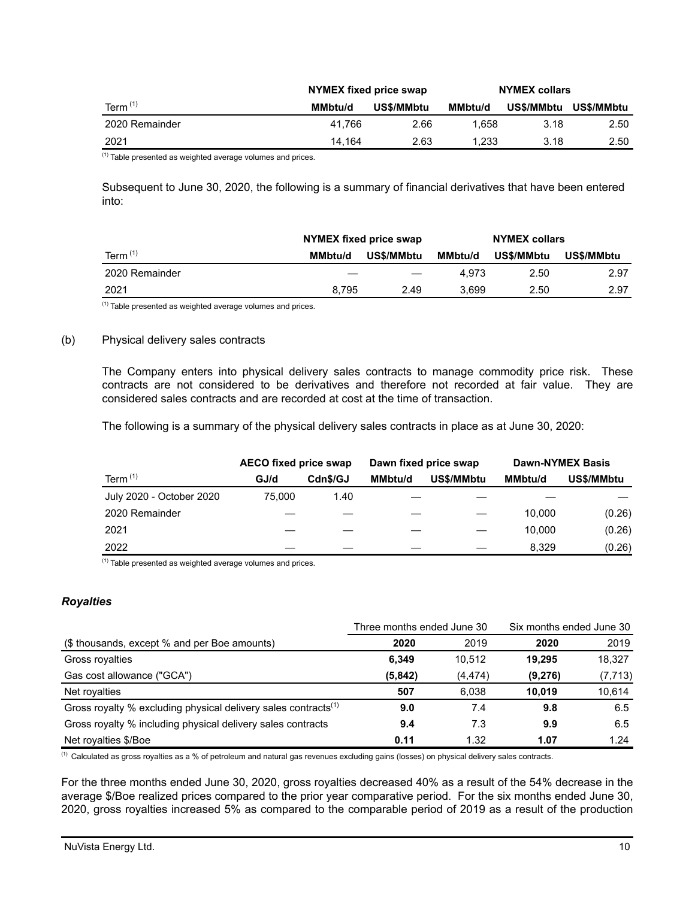| | NYMEX fixed price swap | | NYMEX collars | | |
|---|---|---|---|---|---|
| Term [(1)] | MMbtu/d | US$/MMbtu | MMbtu/d | US$/MMbtu | US$/MMbtu |
| 2020 Remainder | 41,766 | 2.66 | 1,658 | 3.18 | 2.50 |
| 2021 | 14,164 | 2.63 | 1,233 | 3.18 | 2.50 |

[(1)] Table presented as weighted average volumes and prices.

Subsequent to June 30, 2020, the following is a summary of financial derivatives that have been entered into:

| | NYMEX fixed price swap | | NYMEX collars | | |
|---|---|---|---|---|---|
| Term [(1)] | MMbtu/d | US$/MMbtu | MMbtu/d | US$/MMbtu | US$/MMbtu |
| 2020 Remainder | — | — | 4,973 | 2.50 | 2.97 |
| 2021 | 8,795 | 2.49 | 3,699 | 2.50 | 2.97 |

[(1)] Table presented as weighted average volumes and prices.

(b) Physical delivery sales contracts

The Company enters into physical delivery sales contracts to manage commodity price risk. These contracts are not considered to be derivatives and therefore not recorded at fair value. They are considered sales contracts and are recorded at cost at the time of transaction.

The following is a summary of the physical delivery sales contracts in place as at June 30, 2020:

| | AECO fixed price swap | | Dawn fixed price swap | | Dawn-NYMEX Basis | |
|---|---|---|---|---|---|---|
| Term [(1)] | GJ/d | Cdn$/GJ | MMbtu/d | US$/MMbtu | MMbtu/d | US$/MMbtu |
| July 2020 - October 2020 | 75,000 | 1.40 | — | — | — | — |
| 2020 Remainder | — | — | — | — | 10,000 | (0.26) |
| 2021 | — | — | — | — | 10,000 | (0.26) |
| 2022 | — | — | — | — | 8,329 | (0.26) |

[(1)] Table presented as weighted average volumes and prices.

### *Royalties*

| | Three months ended June 30 | | Six months ended June 30 | |
|---|---|---|---|---|
| ($ thousands, except % and per Boe amounts) | **2020** | 2019 | **2020** | 2019 |
| Gross royalties | **6,349** | 10,512 | **19,295** | 18,327 |
| Gas cost allowance ("GCA") | **(5,842)** | (4,474) | **(9,276)** | (7,713) |
| Net royalties | **507** | 6,038 | **10,019** | 10,614 |
| Gross royalty % excluding physical delivery sales contracts[(1)] | **9.0** | 7.4 | **9.8** | 6.5 |
| Gross royalty % including physical delivery sales contracts | **9.4** | 7.3 | **9.9** | 6.5 |
| Net royalties $/Boe | **0.11** | 1.32 | **1.07** | 1.24 |

[(1)] Calculated as gross royalties as a % of petroleum and natural gas revenues excluding gains (losses) on physical delivery sales contracts.

For the three months ended June 30, 2020, gross royalties decreased 40% as a result of the 54% decrease in the average $/Boe realized prices compared to the prior year comparative period. For the six months ended June 30, 2020, gross royalties increased 5% as compared to the comparable period of 2019 as a result of the production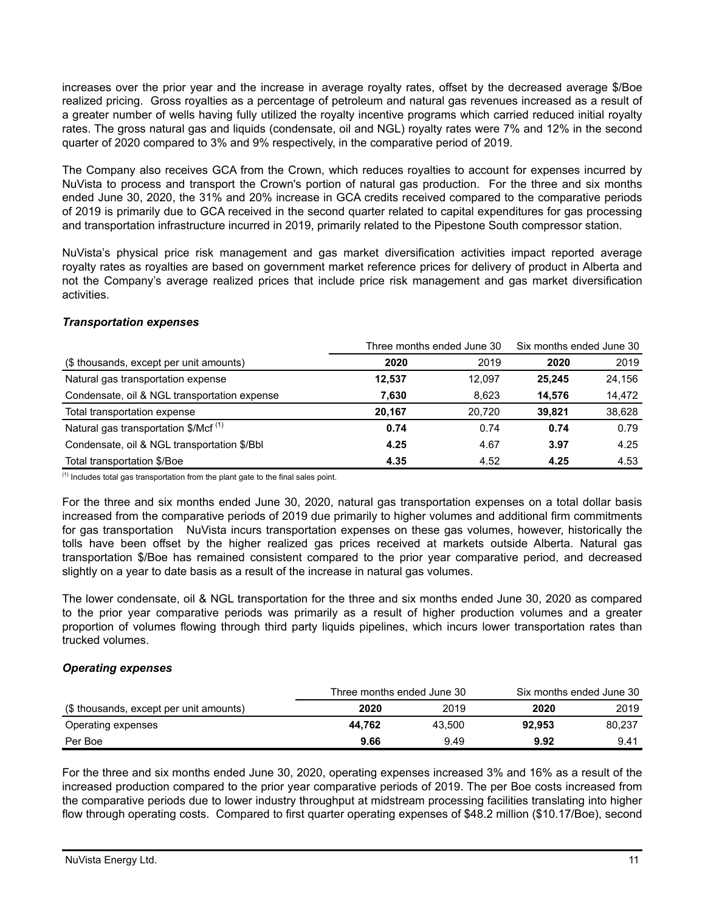increases over the prior year and the increase in average royalty rates, offset by the decreased average $/Boe realized pricing. Gross royalties as a percentage of petroleum and natural gas revenues increased as a result of a greater number of wells having fully utilized the royalty incentive programs which carried reduced initial royalty rates. The gross natural gas and liquids (condensate, oil and NGL) royalty rates were 7% and 12% in the second quarter of 2020 compared to 3% and 9% respectively, in the comparative period of 2019.

The Company also receives GCA from the Crown, which reduces royalties to account for expenses incurred by NuVista to process and transport the Crown's portion of natural gas production. For the three and six months ended June 30, 2020, the 31% and 20% increase in GCA credits received compared to the comparative periods of 2019 is primarily due to GCA received in the second quarter related to capital expenditures for gas processing and transportation infrastructure incurred in 2019, primarily related to the Pipestone South compressor station.

NuVista's physical price risk management and gas market diversification activities impact reported average royalty rates as royalties are based on government market reference prices for delivery of product in Alberta and not the Company's average realized prices that include price risk management and gas market diversification activities.

### *Transportation expenses*

| | Three months ended June 30 | | Six months ended June 30 | |
|---|---|---|---|---|
| ($ thousands, except per unit amounts) | **2020** | 2019 | **2020** | 2019 |
| Natural gas transportation expense | **12,537** | 12,097 | **25,245** | 24,156 |
| Condensate, oil & NGL transportation expense | **7,630** | 8,623 | **14,576** | 14,472 |
| Total transportation expense | **20,167** | 20,720 | **39,821** | 38,628 |
| Natural gas transportation $/Mcf [1] | **0.74** | 0.74 | **0.74** | 0.79 |
| Condensate, oil & NGL transportation $/Bbl | **4.25** | 4.67 | **3.97** | 4.25 |
| Total transportation $/Boe | **4.35** | 4.52 | **4.25** | 4.53 |

[1] Includes total gas transportation from the plant gate to the final sales point.

For the three and six months ended June 30, 2020, natural gas transportation expenses on a total dollar basis increased from the comparative periods of 2019 due primarily to higher volumes and additional firm commitments for gas transportation NuVista incurs transportation expenses on these gas volumes, however, historically the tolls have been offset by the higher realized gas prices received at markets outside Alberta. Natural gas transportation $/Boe has remained consistent compared to the prior year comparative period, and decreased slightly on a year to date basis as a result of the increase in natural gas volumes.

The lower condensate, oil & NGL transportation for the three and six months ended June 30, 2020 as compared to the prior year comparative periods was primarily as a result of higher production volumes and a greater proportion of volumes flowing through third party liquids pipelines, which incurs lower transportation rates than trucked volumes.

### *Operating expenses*

| | Three months ended June 30 | | Six months ended June 30 | |
|---|---|---|---|---|
| ($ thousands, except per unit amounts) | **2020** | 2019 | **2020** | 2019 |
| Operating expenses | **44,762** | 43,500 | **92,953** | 80,237 |
| Per Boe | **9.66** | 9.49 | **9.92** | 9.41 |

For the three and six months ended June 30, 2020, operating expenses increased 3% and 16% as a result of the increased production compared to the prior year comparative periods of 2019. The per Boe costs increased from the comparative periods due to lower industry throughput at midstream processing facilities translating into higher flow through operating costs. Compared to first quarter operating expenses of $48.2 million ($10.17/Boe), second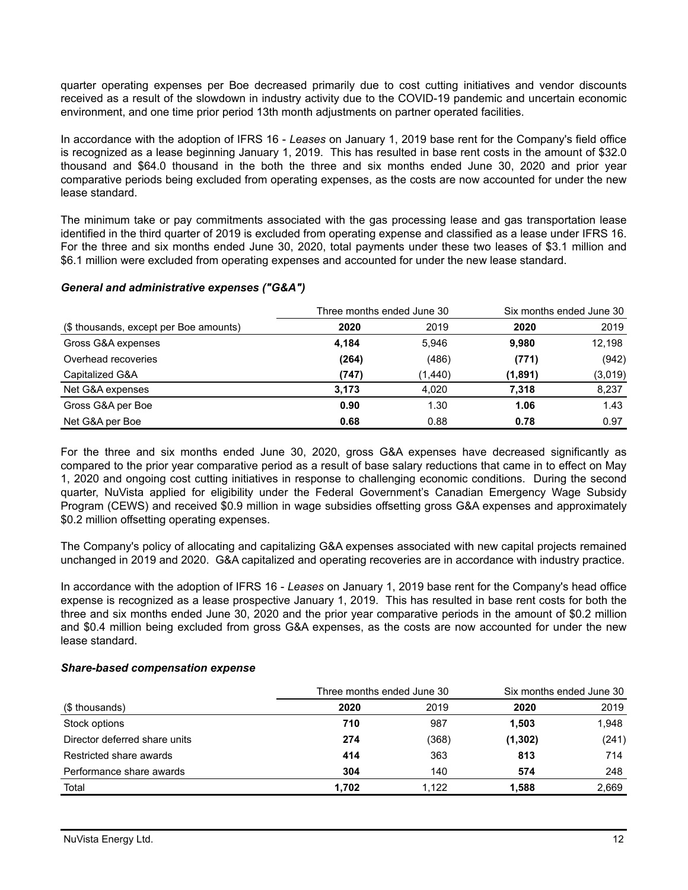quarter operating expenses per Boe decreased primarily due to cost cutting initiatives and vendor discounts received as a result of the slowdown in industry activity due to the COVID-19 pandemic and uncertain economic environment, and one time prior period 13th month adjustments on partner operated facilities.

In accordance with the adoption of IFRS 16 - *Leases* on January 1, 2019 base rent for the Company's field office is recognized as a lease beginning January 1, 2019. This has resulted in base rent costs in the amount of $32.0 thousand and $64.0 thousand in the both the three and six months ended June 30, 2020 and prior year comparative periods being excluded from operating expenses, as the costs are now accounted for under the new lease standard.

The minimum take or pay commitments associated with the gas processing lease and gas transportation lease identified in the third quarter of 2019 is excluded from operating expense and classified as a lease under IFRS 16. For the three and six months ended June 30, 2020, total payments under these two leases of $3.1 million and $6.1 million were excluded from operating expenses and accounted for under the new lease standard.

### *General and administrative expenses ("G&A")*

| | Three months ended June 30 | | Six months ended June 30 | |
|---|---|---|---|---|
| ($ thousands, except per Boe amounts) | **2020** | 2019 | **2020** | 2019 |
| Gross G&A expenses | **4,184** | 5,946 | **9,980** | 12,198 |
| Overhead recoveries | **(264)** | (486) | **(771)** | (942) |
| Capitalized G&A | **(747)** | (1,440) | **(1,891)** | (3,019) |
| Net G&A expenses | **3,173** | 4,020 | **7,318** | 8,237 |
| Gross G&A per Boe | **0.90** | 1.30 | **1.06** | 1.43 |
| Net G&A per Boe | **0.68** | 0.88 | **0.78** | 0.97 |

For the three and six months ended June 30, 2020, gross G&A expenses have decreased significantly as compared to the prior year comparative period as a result of base salary reductions that came in to effect on May 1, 2020 and ongoing cost cutting initiatives in response to challenging economic conditions. During the second quarter, NuVista applied for eligibility under the Federal Government's Canadian Emergency Wage Subsidy Program (CEWS) and received $0.9 million in wage subsidies offsetting gross G&A expenses and approximately $0.2 million offsetting operating expenses.

The Company's policy of allocating and capitalizing G&A expenses associated with new capital projects remained unchanged in 2019 and 2020. G&A capitalized and operating recoveries are in accordance with industry practice.

In accordance with the adoption of IFRS 16 - *Leases* on January 1, 2019 base rent for the Company's head office expense is recognized as a lease prospective January 1, 2019. This has resulted in base rent costs for both the three and six months ended June 30, 2020 and the prior year comparative periods in the amount of $0.2 million and $0.4 million being excluded from gross G&A expenses, as the costs are now accounted for under the new lease standard.

### *Share-based compensation expense*

| | Three months ended June 30 | | Six months ended June 30 | |
|---|---|---|---|---|
| ($ thousands) | **2020** | 2019 | **2020** | 2019 |
| Stock options | **710** | 987 | **1,503** | 1,948 |
| Director deferred share units | **274** | (368) | **(1,302)** | (241) |
| Restricted share awards | **414** | 363 | **813** | 714 |
| Performance share awards | **304** | 140 | **574** | 248 |
| Total | **1,702** | 1,122 | **1,588** | 2,669 |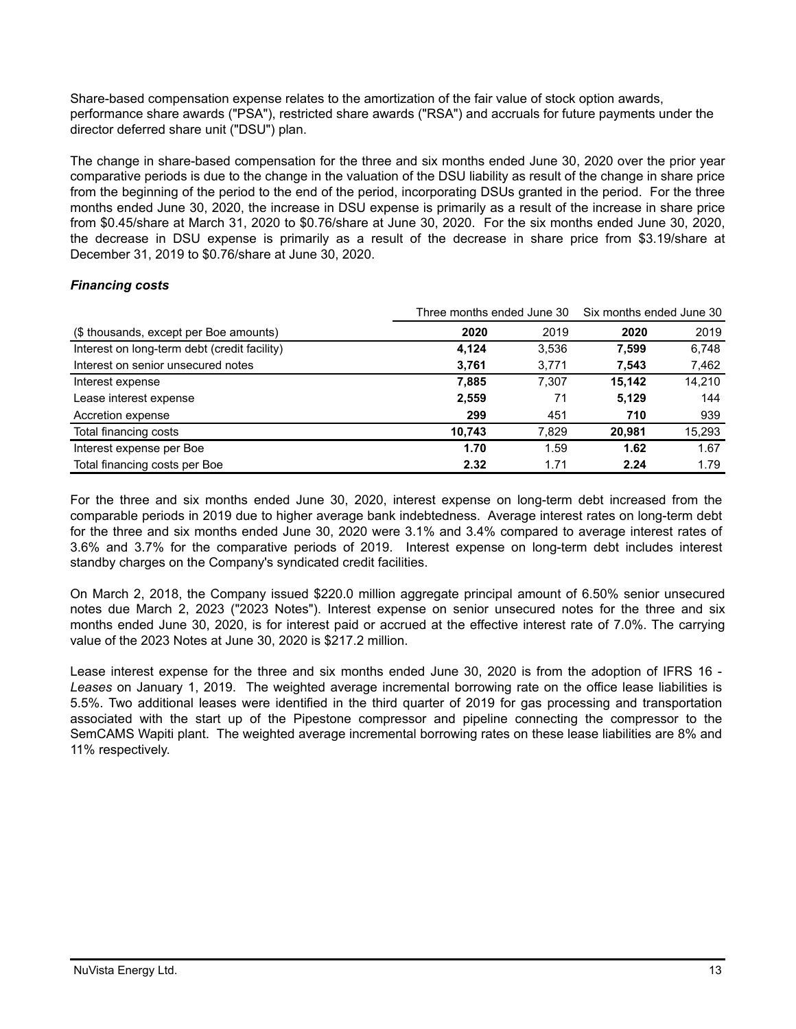Share-based compensation expense relates to the amortization of the fair value of stock option awards, performance share awards ("PSA"), restricted share awards ("RSA") and accruals for future payments under the director deferred share unit ("DSU") plan.

The change in share-based compensation for the three and six months ended June 30, 2020 over the prior year comparative periods is due to the change in the valuation of the DSU liability as result of the change in share price from the beginning of the period to the end of the period, incorporating DSUs granted in the period. For the three months ended June 30, 2020, the increase in DSU expense is primarily as a result of the increase in share price from $0.45/share at March 31, 2020 to $0.76/share at June 30, 2020. For the six months ended June 30, 2020, the decrease in DSU expense is primarily as a result of the decrease in share price from $3.19/share at December 31, 2019 to $0.76/share at June 30, 2020.

### *Financing costs*

| | Three months ended June 30 | | Six months ended June 30 | |
|---|---|---|---|---|
| ($ thousands, except per Boe amounts) | **2020** | 2019 | **2020** | 2019 |
| Interest on long-term debt (credit facility) | **4,124** | 3,536 | **7,599** | 6,748 |
| Interest on senior unsecured notes | **3,761** | 3,771 | **7,543** | 7,462 |
| Interest expense | **7,885** | 7,307 | **15,142** | 14,210 |
| Lease interest expense | **2,559** | 71 | **5,129** | 144 |
| Accretion expense | **299** | 451 | **710** | 939 |
| Total financing costs | **10,743** | 7,829 | **20,981** | 15,293 |
| Interest expense per Boe | **1.70** | 1.59 | **1.62** | 1.67 |
| Total financing costs per Boe | **2.32** | 1.71 | **2.24** | 1.79 |

For the three and six months ended June 30, 2020, interest expense on long-term debt increased from the comparable periods in 2019 due to higher average bank indebtedness. Average interest rates on long-term debt for the three and six months ended June 30, 2020 were 3.1% and 3.4% compared to average interest rates of 3.6% and 3.7% for the comparative periods of 2019. Interest expense on long-term debt includes interest standby charges on the Company's syndicated credit facilities.

On March 2, 2018, the Company issued $220.0 million aggregate principal amount of 6.50% senior unsecured notes due March 2, 2023 ("2023 Notes"). Interest expense on senior unsecured notes for the three and six months ended June 30, 2020, is for interest paid or accrued at the effective interest rate of 7.0%. The carrying value of the 2023 Notes at June 30, 2020 is $217.2 million.

Lease interest expense for the three and six months ended June 30, 2020 is from the adoption of IFRS 16 - *Leases* on January 1, 2019. The weighted average incremental borrowing rate on the office lease liabilities is 5.5%. Two additional leases were identified in the third quarter of 2019 for gas processing and transportation associated with the start up of the Pipestone compressor and pipeline connecting the compressor to the SemCAMS Wapiti plant. The weighted average incremental borrowing rates on these lease liabilities are 8% and 11% respectively.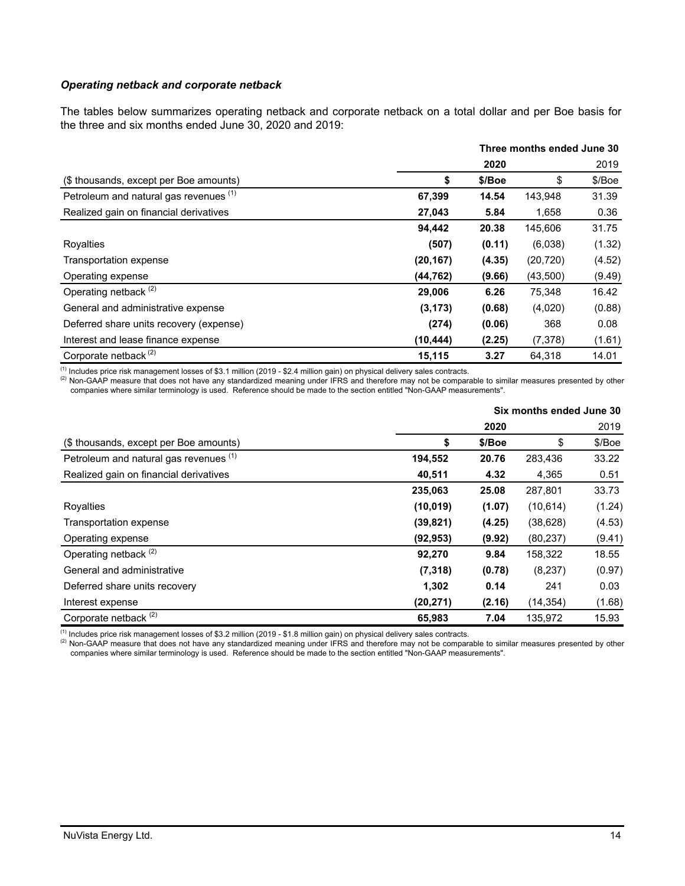### *Operating netback and corporate netback*

The tables below summarizes operating netback and corporate netback on a total dollar and per Boe basis for the three and six months ended June 30, 2020 and 2019:

| | Three months ended June 30 | | | |
|---|---|---|---|---|
| | **2020** | | 2019 | |
| ($ thousands, except per Boe amounts) | **$** | **$/Boe** | $ | $/Boe |
| Petroleum and natural gas revenues [(1)] | **67,399** | **14.54** | 143,948 | 31.39 |
| Realized gain on financial derivatives | **27,043** | **5.84** | 1,658 | 0.36 |
| | **94,442** | **20.38** | 145,606 | 31.75 |
| Royalties | **(507)** | **(0.11)** | (6,038) | (1.32) |
| Transportation expense | **(20,167)** | **(4.35)** | (20,720) | (4.52) |
| Operating expense | **(44,762)** | **(9.66)** | (43,500) | (9.49) |
| Operating netback [(2)] | **29,006** | **6.26** | 75,348 | 16.42 |
| General and administrative expense | **(3,173)** | **(0.68)** | (4,020) | (0.88) |
| Deferred share units recovery (expense) | **(274)** | **(0.06)** | 368 | 0.08 |
| Interest and lease finance expense | **(10,444)** | **(2.25)** | (7,378) | (1.61) |
| Corporate netback [(2)] | **15,115** | **3.27** | 64,318 | 14.01 |

[(1)] Includes price risk management losses of $3.1 million (2019 - $2.4 million gain) on physical delivery sales contracts.
[(2)] Non-GAAP measure that does not have any standardized meaning under IFRS and therefore may not be comparable to similar measures presented by other companies where similar terminology is used. Reference should be made to the section entitled "Non-GAAP measurements".

| | Six months ended June 30 | | | |
|---|---|---|---|---|
| | **2020** | | 2019 | |
| ($ thousands, except per Boe amounts) | **$** | **$/Boe** | $ | $/Boe |
| Petroleum and natural gas revenues [(1)] | **194,552** | **20.76** | 283,436 | 33.22 |
| Realized gain on financial derivatives | **40,511** | **4.32** | 4,365 | 0.51 |
| | **235,063** | **25.08** | 287,801 | 33.73 |
| Royalties | **(10,019)** | **(1.07)** | (10,614) | (1.24) |
| Transportation expense | **(39,821)** | **(4.25)** | (38,628) | (4.53) |
| Operating expense | **(92,953)** | **(9.92)** | (80,237) | (9.41) |
| Operating netback [(2)] | **92,270** | **9.84** | 158,322 | 18.55 |
| General and administrative | **(7,318)** | **(0.78)** | (8,237) | (0.97) |
| Deferred share units recovery | **1,302** | **0.14** | 241 | 0.03 |
| Interest expense | **(20,271)** | **(2.16)** | (14,354) | (1.68) |
| Corporate netback [(2)] | **65,983** | **7.04** | 135,972 | 15.93 |

[(1)] Includes price risk management losses of $3.2 million (2019 - $1.8 million gain) on physical delivery sales contracts.
[(2)] Non-GAAP measure that does not have any standardized meaning under IFRS and therefore may not be comparable to similar measures presented by other companies where similar terminology is used. Reference should be made to the section entitled "Non-GAAP measurements".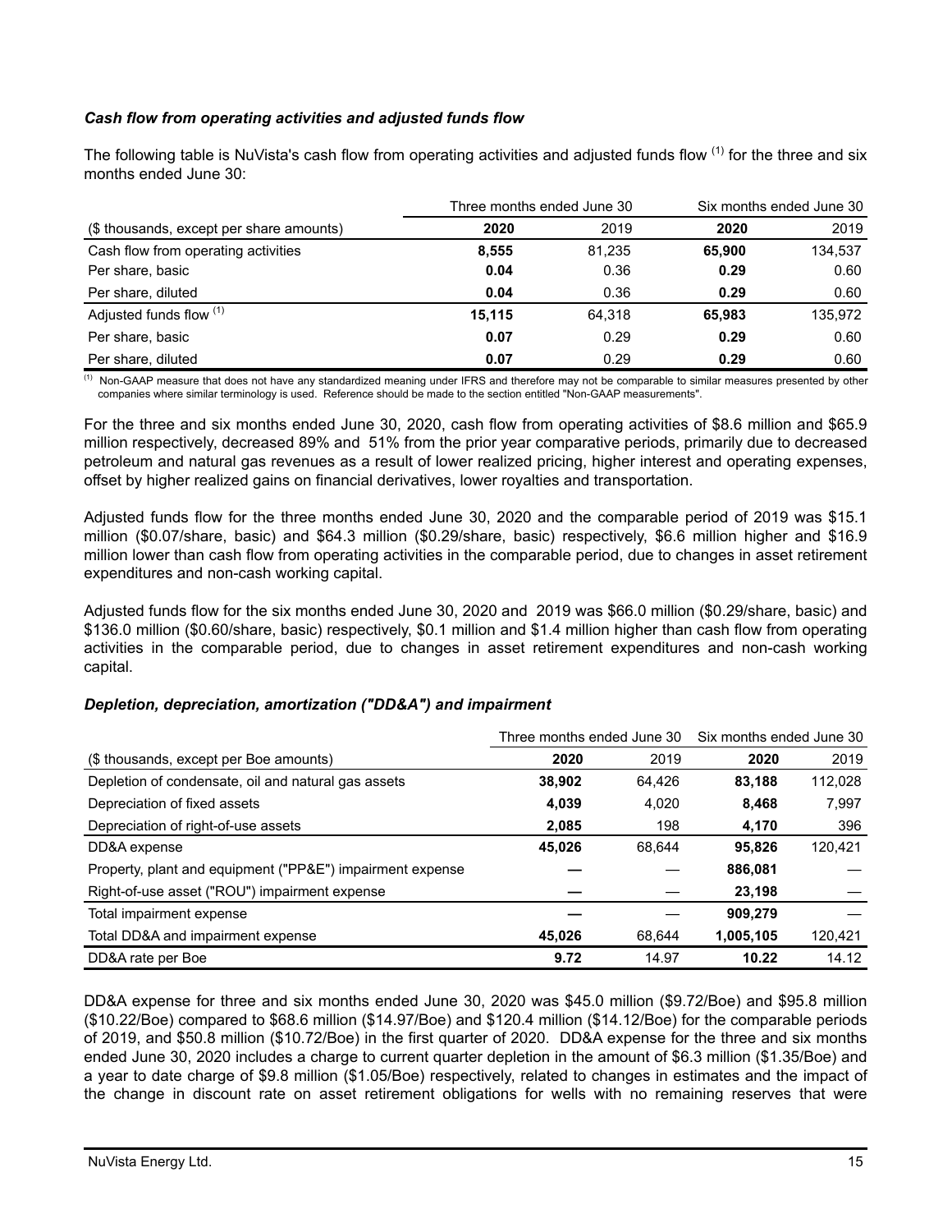### *Cash flow from operating activities and adjusted funds flow*

The following table is NuVista's cash flow from operating activities and adjusted funds flow [(1)] for the three and six months ended June 30:

| | Three months ended June 30 | | Six months ended June 30 | |
|---|---|---|---|---|
| ($ thousands, except per share amounts) | **2020** | 2019 | **2020** | 2019 |
| Cash flow from operating activities | **8,555** | 81,235 | **65,900** | 134,537 |
| Per share, basic | **0.04** | 0.36 | **0.29** | 0.60 |
| Per share, diluted | **0.04** | 0.36 | **0.29** | 0.60 |
| Adjusted funds flow [(1)] | **15,115** | 64,318 | **65,983** | 135,972 |
| Per share, basic | **0.07** | 0.29 | **0.29** | 0.60 |
| Per share, diluted | **0.07** | 0.29 | **0.29** | 0.60 |

[(1)] Non-GAAP measure that does not have any standardized meaning under IFRS and therefore may not be comparable to similar measures presented by other companies where similar terminology is used. Reference should be made to the section entitled "Non-GAAP measurements".

For the three and six months ended June 30, 2020, cash flow from operating activities of $8.6 million and $65.9 million respectively, decreased 89% and 51% from the prior year comparative periods, primarily due to decreased petroleum and natural gas revenues as a result of lower realized pricing, higher interest and operating expenses, offset by higher realized gains on financial derivatives, lower royalties and transportation.

Adjusted funds flow for the three months ended June 30, 2020 and the comparable period of 2019 was $15.1 million ($0.07/share, basic) and $64.3 million ($0.29/share, basic) respectively, $6.6 million higher and $16.9 million lower than cash flow from operating activities in the comparable period, due to changes in asset retirement expenditures and non-cash working capital.

Adjusted funds flow for the six months ended June 30, 2020 and 2019 was $66.0 million ($0.29/share, basic) and $136.0 million ($0.60/share, basic) respectively, $0.1 million and $1.4 million higher than cash flow from operating activities in the comparable period, due to changes in asset retirement expenditures and non-cash working capital.

### *Depletion, depreciation, amortization ("DD&A") and impairment*

| | Three months ended June 30 | | Six months ended June 30 | |
|---|---|---|---|---|
| ($ thousands, except per Boe amounts) | **2020** | 2019 | **2020** | 2019 |
| Depletion of condensate, oil and natural gas assets | **38,902** | 64,426 | **83,188** | 112,028 |
| Depreciation of fixed assets | **4,039** | 4,020 | **8,468** | 7,997 |
| Depreciation of right-of-use assets | **2,085** | 198 | **4,170** | 396 |
| DD&A expense | **45,026** | 68,644 | **95,826** | 120,421 |
| Property, plant and equipment ("PP&E") impairment expense | **—** | — | **886,081** | — |
| Right-of-use asset ("ROU") impairment expense | **—** | — | **23,198** | — |
| Total impairment expense | **—** | — | **909,279** | — |
| Total DD&A and impairment expense | **45,026** | 68,644 | **1,005,105** | 120,421 |
| DD&A rate per Boe | **9.72** | 14.97 | **10.22** | 14.12 |

DD&A expense for three and six months ended June 30, 2020 was $45.0 million ($9.72/Boe) and $95.8 million ($10.22/Boe) compared to $68.6 million ($14.97/Boe) and $120.4 million ($14.12/Boe) for the comparable periods of 2019, and $50.8 million ($10.72/Boe) in the first quarter of 2020. DD&A expense for the three and six months ended June 30, 2020 includes a charge to current quarter depletion in the amount of $6.3 million ($1.35/Boe) and a year to date charge of $9.8 million ($1.05/Boe) respectively, related to changes in estimates and the impact of the change in discount rate on asset retirement obligations for wells with no remaining reserves that were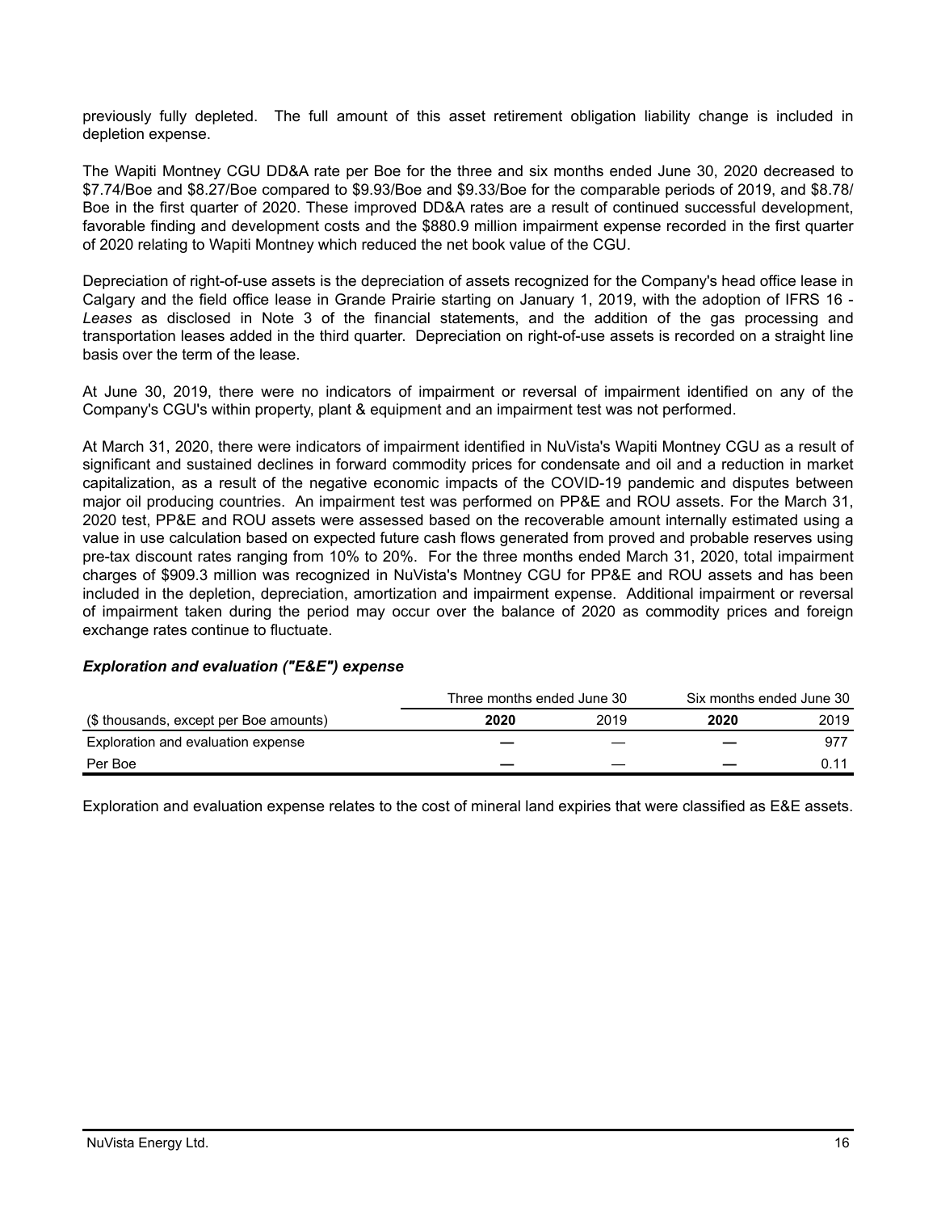previously fully depleted. The full amount of this asset retirement obligation liability change is included in depletion expense.

The Wapiti Montney CGU DD&A rate per Boe for the three and six months ended June 30, 2020 decreased to $7.74/Boe and $8.27/Boe compared to $9.93/Boe and $9.33/Boe for the comparable periods of 2019, and $8.78/Boe in the first quarter of 2020. These improved DD&A rates are a result of continued successful development, favorable finding and development costs and the $880.9 million impairment expense recorded in the first quarter of 2020 relating to Wapiti Montney which reduced the net book value of the CGU.

Depreciation of right-of-use assets is the depreciation of assets recognized for the Company's head office lease in Calgary and the field office lease in Grande Prairie starting on January 1, 2019, with the adoption of IFRS 16 - *Leases* as disclosed in Note 3 of the financial statements, and the addition of the gas processing and transportation leases added in the third quarter. Depreciation on right-of-use assets is recorded on a straight line basis over the term of the lease.

At June 30, 2019, there were no indicators of impairment or reversal of impairment identified on any of the Company's CGU's within property, plant & equipment and an impairment test was not performed.

At March 31, 2020, there were indicators of impairment identified in NuVista's Wapiti Montney CGU as a result of significant and sustained declines in forward commodity prices for condensate and oil and a reduction in market capitalization, as a result of the negative economic impacts of the COVID-19 pandemic and disputes between major oil producing countries. An impairment test was performed on PP&E and ROU assets. For the March 31, 2020 test, PP&E and ROU assets were assessed based on the recoverable amount internally estimated using a value in use calculation based on expected future cash flows generated from proved and probable reserves using pre-tax discount rates ranging from 10% to 20%. For the three months ended March 31, 2020, total impairment charges of $909.3 million was recognized in NuVista's Montney CGU for PP&E and ROU assets and has been included in the depletion, depreciation, amortization and impairment expense. Additional impairment or reversal of impairment taken during the period may occur over the balance of 2020 as commodity prices and foreign exchange rates continue to fluctuate.

### *Exploration and evaluation ("E&E") expense*

| | Three months ended June 30 | | Six months ended June 30 | |
|---|---|---|---|---|
| ($ thousands, except per Boe amounts) | **2020** | 2019 | **2020** | 2019 |
| Exploration and evaluation expense | **—** | — | **—** | 977 |
| Per Boe | **—** | — | **—** | 0.11 |

Exploration and evaluation expense relates to the cost of mineral land expiries that were classified as E&E assets.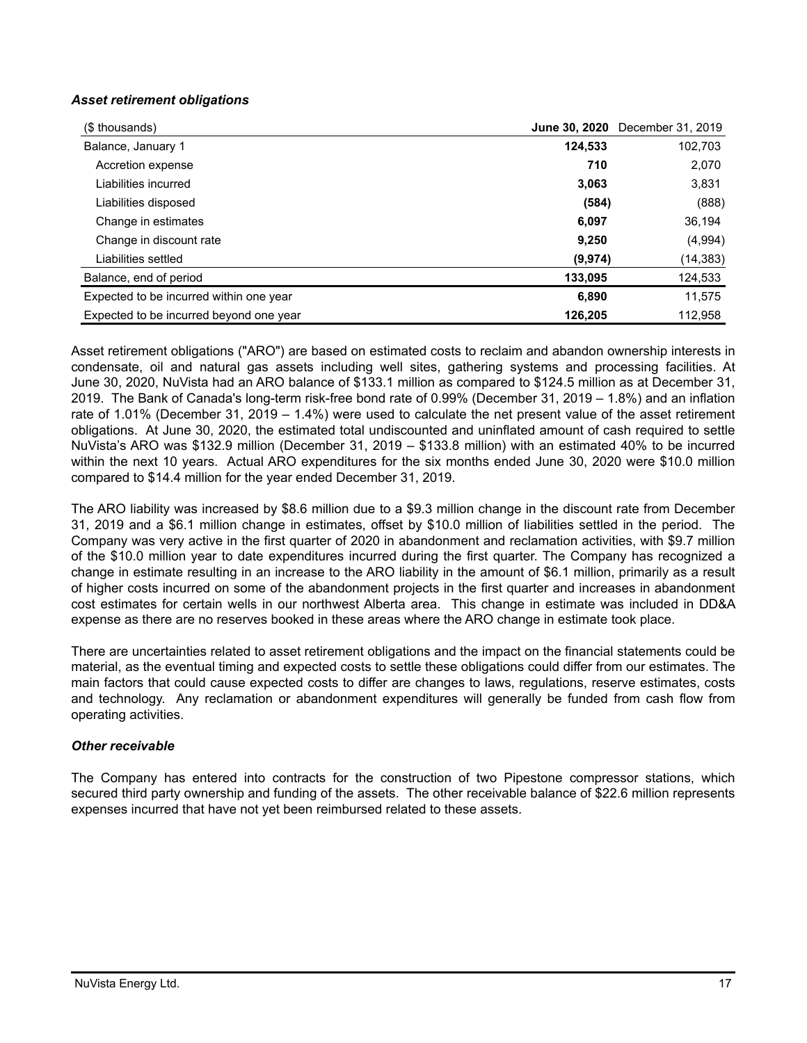***Asset retirement obligations***

| ($ thousands) | **June 30, 2020** | December 31, 2019 |
| --- | --- | --- |
| Balance, January 1 | **124,533** | 102,703 |
| Accretion expense | **710** | 2,070 |
| Liabilities incurred | **3,063** | 3,831 |
| Liabilities disposed | **(584)** | (888) |
| Change in estimates | **6,097** | 36,194 |
| Change in discount rate | **9,250** | (4,994) |
| Liabilities settled | **(9,974)** | (14,383) |
| Balance, end of period | **133,095** | 124,533 |
| Expected to be incurred within one year | **6,890** | 11,575 |
| Expected to be incurred beyond one year | **126,205** | 112,958 |

Asset retirement obligations ("ARO") are based on estimated costs to reclaim and abandon ownership interests in condensate, oil and natural gas assets including well sites, gathering systems and processing facilities. At June 30, 2020, NuVista had an ARO balance of $133.1 million as compared to $124.5 million as at December 31, 2019. The Bank of Canada's long-term risk-free bond rate of 0.99% (December 31, 2019 – 1.8%) and an inflation rate of 1.01% (December 31, 2019 – 1.4%) were used to calculate the net present value of the asset retirement obligations. At June 30, 2020, the estimated total undiscounted and uninflated amount of cash required to settle NuVista's ARO was $132.9 million (December 31, 2019 – $133.8 million) with an estimated 40% to be incurred within the next 10 years. Actual ARO expenditures for the six months ended June 30, 2020 were $10.0 million compared to $14.4 million for the year ended December 31, 2019.

The ARO liability was increased by $8.6 million due to a $9.3 million change in the discount rate from December 31, 2019 and a $6.1 million change in estimates, offset by $10.0 million of liabilities settled in the period. The Company was very active in the first quarter of 2020 in abandonment and reclamation activities, with $9.7 million of the $10.0 million year to date expenditures incurred during the first quarter. The Company has recognized a change in estimate resulting in an increase to the ARO liability in the amount of $6.1 million, primarily as a result of higher costs incurred on some of the abandonment projects in the first quarter and increases in abandonment cost estimates for certain wells in our northwest Alberta area. This change in estimate was included in DD&A expense as there are no reserves booked in these areas where the ARO change in estimate took place.

There are uncertainties related to asset retirement obligations and the impact on the financial statements could be material, as the eventual timing and expected costs to settle these obligations could differ from our estimates. The main factors that could cause expected costs to differ are changes to laws, regulations, reserve estimates, costs and technology. Any reclamation or abandonment expenditures will generally be funded from cash flow from operating activities.

***Other receivable***

The Company has entered into contracts for the construction of two Pipestone compressor stations, which secured third party ownership and funding of the assets. The other receivable balance of $22.6 million represents expenses incurred that have not yet been reimbursed related to these assets.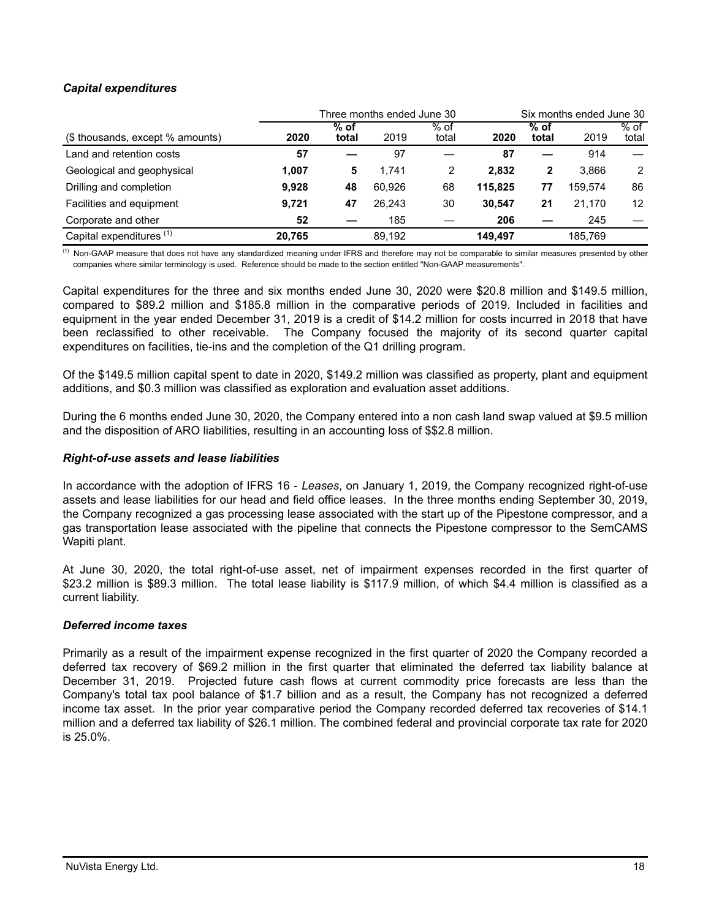### *Capital expenditures*

| | Three months ended June 30 | | | | Six months ended June 30 | | | |
|---|---|---|---|---|---|---|---|---|
| ($ thousands, except % amounts) | **2020** | **% of total** | 2019 | % of total | **2020** | **% of total** | 2019 | % of total |
| Land and retention costs | **57** | **—** | 97 | — | **87** | **—** | 914 | — |
| Geological and geophysical | **1,007** | **5** | 1,741 | 2 | **2,832** | **2** | 3,866 | 2 |
| Drilling and completion | **9,928** | **48** | 60,926 | 68 | **115,825** | **77** | 159,574 | 86 |
| Facilities and equipment | **9,721** | **47** | 26,243 | 30 | **30,547** | **21** | 21,170 | 12 |
| Corporate and other | **52** | **—** | 185 | — | **206** | **—** | 245 | — |
| Capital expenditures [(1)] | **20,765** | | 89,192 | | **149,497** | | 185,769 | |

[(1)] Non-GAAP measure that does not have any standardized meaning under IFRS and therefore may not be comparable to similar measures presented by other companies where similar terminology is used. Reference should be made to the section entitled "Non-GAAP measurements".

Capital expenditures for the three and six months ended June 30, 2020 were $20.8 million and $149.5 million, compared to $89.2 million and $185.8 million in the comparative periods of 2019. Included in facilities and equipment in the year ended December 31, 2019 is a credit of $14.2 million for costs incurred in 2018 that have been reclassified to other receivable. The Company focused the majority of its second quarter capital expenditures on facilities, tie-ins and the completion of the Q1 drilling program.

Of the $149.5 million capital spent to date in 2020, $149.2 million was classified as property, plant and equipment additions, and $0.3 million was classified as exploration and evaluation asset additions.

During the 6 months ended June 30, 2020, the Company entered into a non cash land swap valued at $9.5 million and the disposition of ARO liabilities, resulting in an accounting loss of $$2.8 million.

### *Right-of-use assets and lease liabilities*

In accordance with the adoption of IFRS 16 - *Leases*, on January 1, 2019, the Company recognized right-of-use assets and lease liabilities for our head and field office leases. In the three months ending September 30, 2019, the Company recognized a gas processing lease associated with the start up of the Pipestone compressor, and a gas transportation lease associated with the pipeline that connects the Pipestone compressor to the SemCAMS Wapiti plant.

At June 30, 2020, the total right-of-use asset, net of impairment expenses recorded in the first quarter of $23.2 million is $89.3 million. The total lease liability is $117.9 million, of which $4.4 million is classified as a current liability.

### *Deferred income taxes*

Primarily as a result of the impairment expense recognized in the first quarter of 2020 the Company recorded a deferred tax recovery of $69.2 million in the first quarter that eliminated the deferred tax liability balance at December 31, 2019. Projected future cash flows at current commodity price forecasts are less than the Company's total tax pool balance of $1.7 billion and as a result, the Company has not recognized a deferred income tax asset. In the prior year comparative period the Company recorded deferred tax recoveries of $14.1 million and a deferred tax liability of $26.1 million. The combined federal and provincial corporate tax rate for 2020 is 25.0%.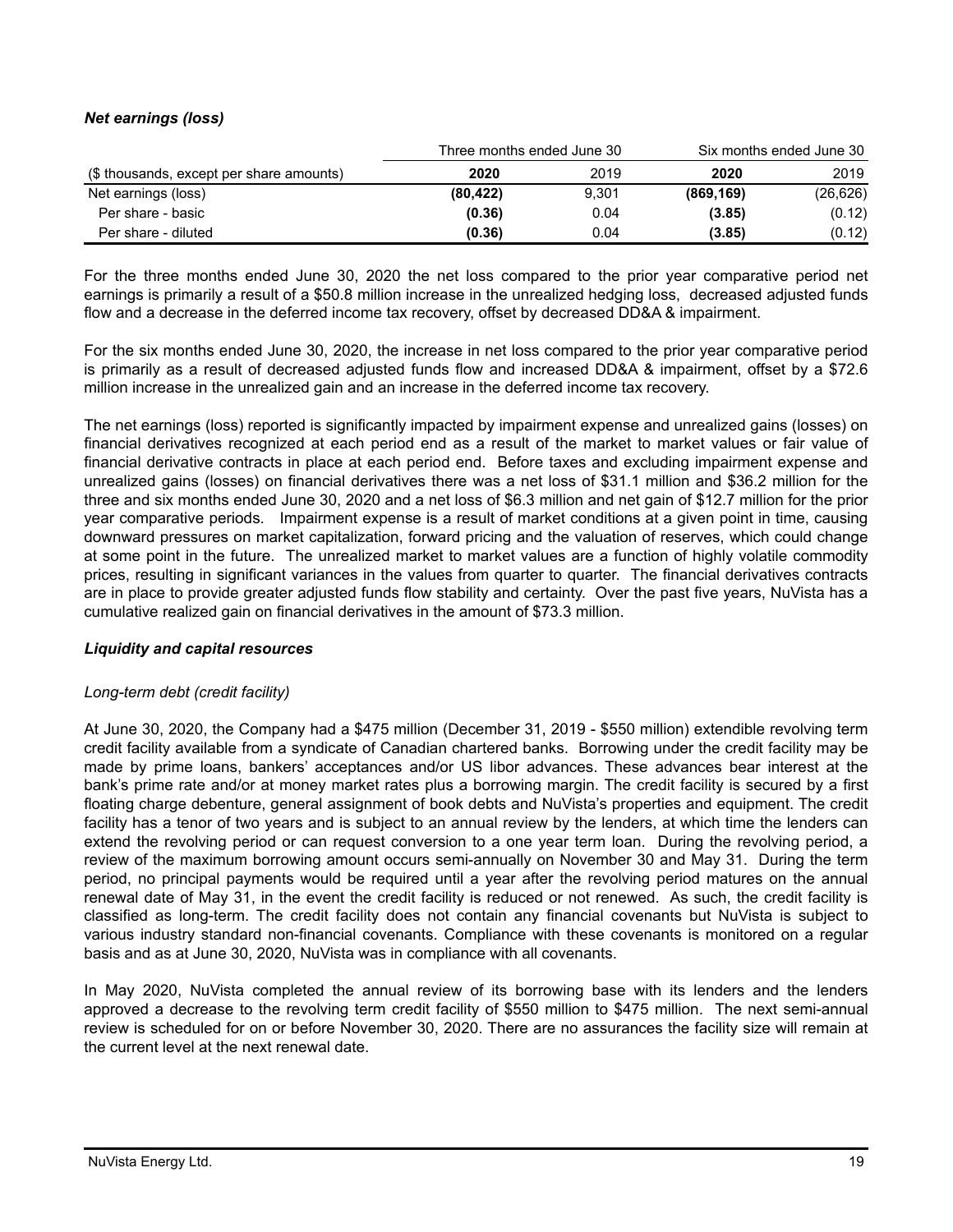### *Net earnings (loss)*

| | Three months ended June 30 | | Six months ended June 30 | |
|---|---|---|---|---|
| ($ thousands, except per share amounts) | **2020** | 2019 | **2020** | 2019 |
| Net earnings (loss) | **(80,422)** | 9,301 | **(869,169)** | (26,626) |
| Per share - basic | **(0.36)** | 0.04 | **(3.85)** | (0.12) |
| Per share - diluted | **(0.36)** | 0.04 | **(3.85)** | (0.12) |

For the three months ended June 30, 2020 the net loss compared to the prior year comparative period net earnings is primarily a result of a $50.8 million increase in the unrealized hedging loss, decreased adjusted funds flow and a decrease in the deferred income tax recovery, offset by decreased DD&A & impairment.

For the six months ended June 30, 2020, the increase in net loss compared to the prior year comparative period is primarily as a result of decreased adjusted funds flow and increased DD&A & impairment, offset by a $72.6 million increase in the unrealized gain and an increase in the deferred income tax recovery.

The net earnings (loss) reported is significantly impacted by impairment expense and unrealized gains (losses) on financial derivatives recognized at each period end as a result of the market to market values or fair value of financial derivative contracts in place at each period end. Before taxes and excluding impairment expense and unrealized gains (losses) on financial derivatives there was a net loss of $31.1 million and $36.2 million for the three and six months ended June 30, 2020 and a net loss of $6.3 million and net gain of $12.7 million for the prior year comparative periods. Impairment expense is a result of market conditions at a given point in time, causing downward pressures on market capitalization, forward pricing and the valuation of reserves, which could change at some point in the future. The unrealized market to market values are a function of highly volatile commodity prices, resulting in significant variances in the values from quarter to quarter. The financial derivatives contracts are in place to provide greater adjusted funds flow stability and certainty. Over the past five years, NuVista has a cumulative realized gain on financial derivatives in the amount of $73.3 million.

### *Liquidity and capital resources*

*Long-term debt (credit facility)*

At June 30, 2020, the Company had a $475 million (December 31, 2019 - $550 million) extendible revolving term credit facility available from a syndicate of Canadian chartered banks. Borrowing under the credit facility may be made by prime loans, bankers' acceptances and/or US libor advances. These advances bear interest at the bank's prime rate and/or at money market rates plus a borrowing margin. The credit facility is secured by a first floating charge debenture, general assignment of book debts and NuVista's properties and equipment. The credit facility has a tenor of two years and is subject to an annual review by the lenders, at which time the lenders can extend the revolving period or can request conversion to a one year term loan. During the revolving period, a review of the maximum borrowing amount occurs semi-annually on November 30 and May 31. During the term period, no principal payments would be required until a year after the revolving period matures on the annual renewal date of May 31, in the event the credit facility is reduced or not renewed. As such, the credit facility is classified as long-term. The credit facility does not contain any financial covenants but NuVista is subject to various industry standard non-financial covenants. Compliance with these covenants is monitored on a regular basis and as at June 30, 2020, NuVista was in compliance with all covenants.

In May 2020, NuVista completed the annual review of its borrowing base with its lenders and the lenders approved a decrease to the revolving term credit facility of $550 million to $475 million. The next semi-annual review is scheduled for on or before November 30, 2020. There are no assurances the facility size will remain at the current level at the next renewal date.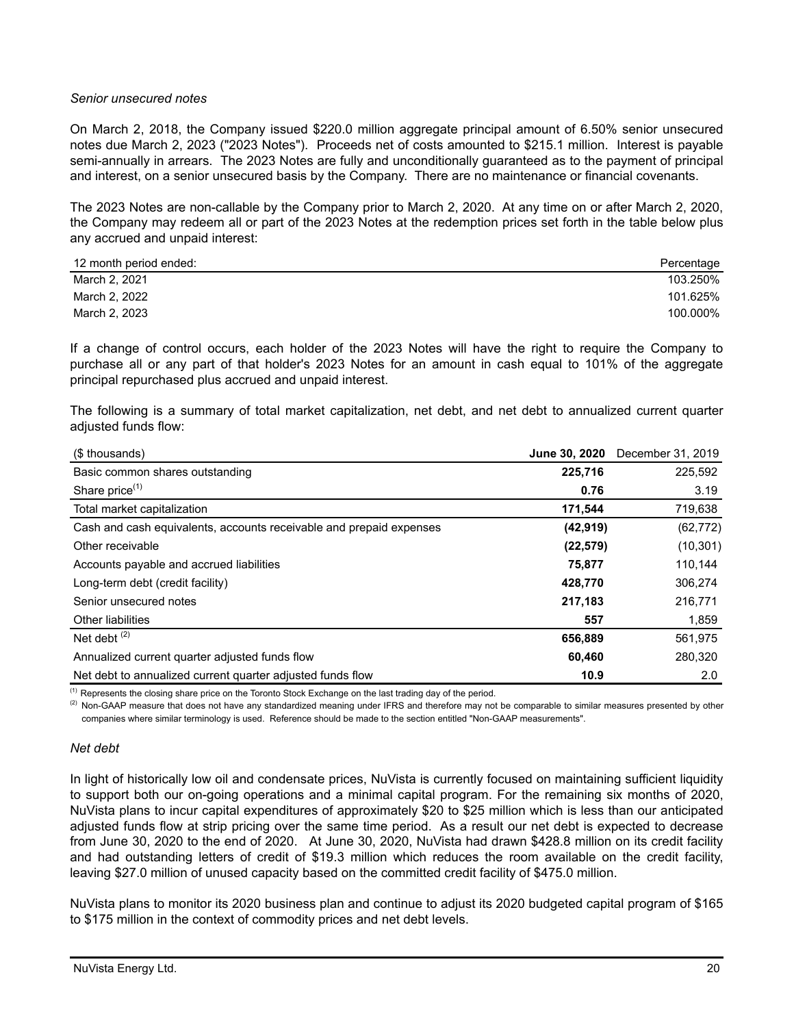*Senior unsecured notes*

On March 2, 2018, the Company issued $220.0 million aggregate principal amount of 6.50% senior unsecured notes due March 2, 2023 ("2023 Notes"). Proceeds net of costs amounted to $215.1 million. Interest is payable semi-annually in arrears. The 2023 Notes are fully and unconditionally guaranteed as to the payment of principal and interest, on a senior unsecured basis by the Company. There are no maintenance or financial covenants.

The 2023 Notes are non-callable by the Company prior to March 2, 2020. At any time on or after March 2, 2020, the Company may redeem all or part of the 2023 Notes at the redemption prices set forth in the table below plus any accrued and unpaid interest:

| 12 month period ended: | Percentage |
|---|---|
| March 2, 2021 | 103.250% |
| March 2, 2022 | 101.625% |
| March 2, 2023 | 100.000% |

If a change of control occurs, each holder of the 2023 Notes will have the right to require the Company to purchase all or any part of that holder's 2023 Notes for an amount in cash equal to 101% of the aggregate principal repurchased plus accrued and unpaid interest.

The following is a summary of total market capitalization, net debt, and net debt to annualized current quarter adjusted funds flow:

| ($ thousands) | **June 30, 2020** | December 31, 2019 |
|---|---|---|
| Basic common shares outstanding | **225,716** | 225,592 |
| Share price[(1)] | **0.76** | 3.19 |
| Total market capitalization | **171,544** | 719,638 |
| Cash and cash equivalents, accounts receivable and prepaid expenses | **(42,919)** | (62,772) |
| Other receivable | **(22,579)** | (10,301) |
| Accounts payable and accrued liabilities | **75,877** | 110,144 |
| Long-term debt (credit facility) | **428,770** | 306,274 |
| Senior unsecured notes | **217,183** | 216,771 |
| Other liabilities | **557** | 1,859 |
| Net debt [(2)] | **656,889** | 561,975 |
| Annualized current quarter adjusted funds flow | **60,460** | 280,320 |
| Net debt to annualized current quarter adjusted funds flow | **10.9** | 2.0 |

(1) Represents the closing share price on the Toronto Stock Exchange on the last trading day of the period.

(2) Non-GAAP measure that does not have any standardized meaning under IFRS and therefore may not be comparable to similar measures presented by other companies where similar terminology is used. Reference should be made to the section entitled "Non-GAAP measurements".

*Net debt*

In light of historically low oil and condensate prices, NuVista is currently focused on maintaining sufficient liquidity to support both our on-going operations and a minimal capital program. For the remaining six months of 2020, NuVista plans to incur capital expenditures of approximately $20 to $25 million which is less than our anticipated adjusted funds flow at strip pricing over the same time period. As a result our net debt is expected to decrease from June 30, 2020 to the end of 2020. At June 30, 2020, NuVista had drawn $428.8 million on its credit facility and had outstanding letters of credit of $19.3 million which reduces the room available on the credit facility, leaving $27.0 million of unused capacity based on the committed credit facility of $475.0 million.

NuVista plans to monitor its 2020 business plan and continue to adjust its 2020 budgeted capital program of $165 to $175 million in the context of commodity prices and net debt levels.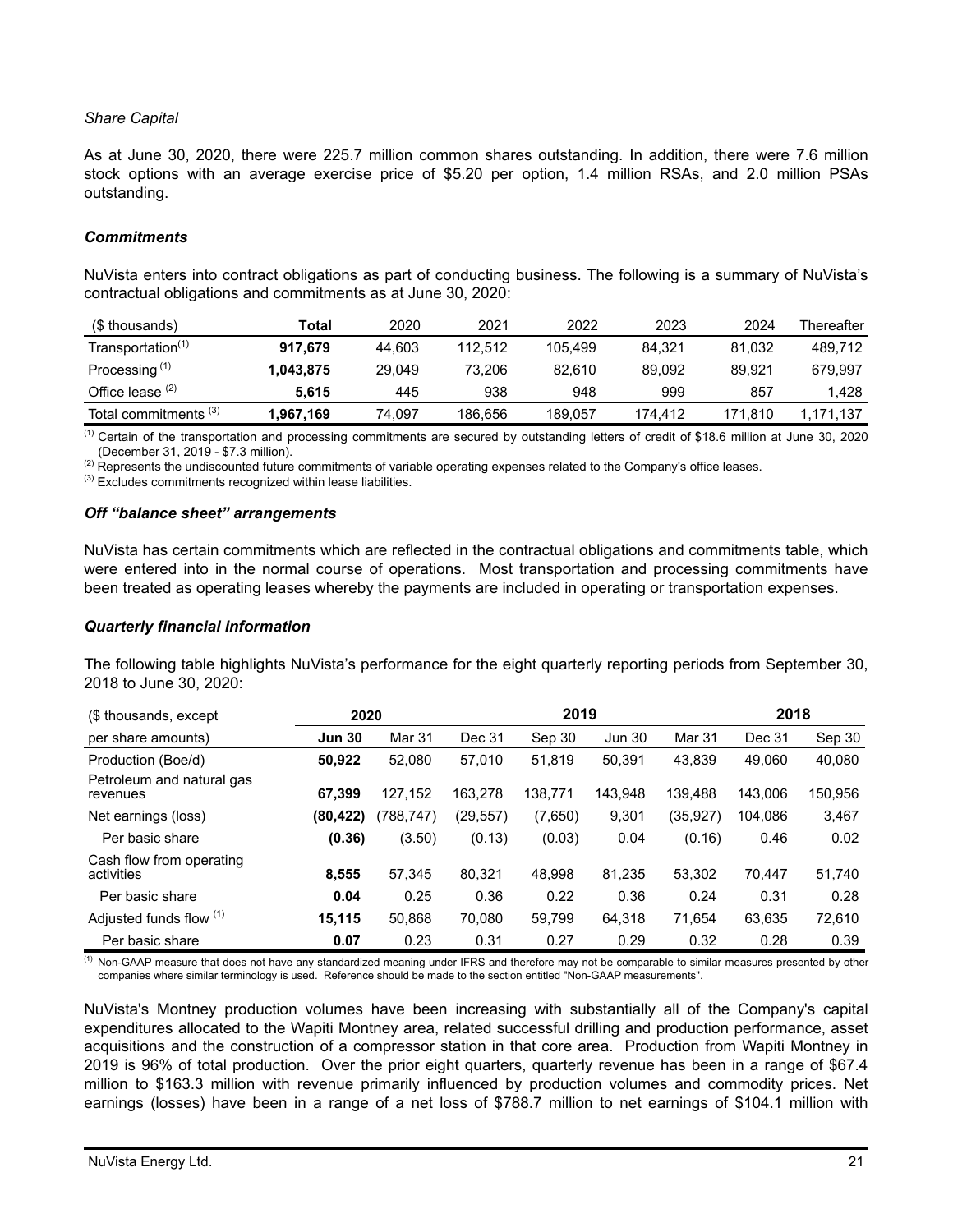*Share Capital*

As at June 30, 2020, there were 225.7 million common shares outstanding. In addition, there were 7.6 million stock options with an average exercise price of $5.20 per option, 1.4 million RSAs, and 2.0 million PSAs outstanding.

***Commitments***

NuVista enters into contract obligations as part of conducting business. The following is a summary of NuVista's contractual obligations and commitments as at June 30, 2020:

| ($ thousands) | Total | 2020 | 2021 | 2022 | 2023 | 2024 | Thereafter |
|---|---|---|---|---|---|---|---|
| Transportation[(1)] | **917,679** | 44,603 | 112,512 | 105,499 | 84,321 | 81,032 | 489,712 |
| Processing [(1)] | **1,043,875** | 29,049 | 73,206 | 82,610 | 89,092 | 89,921 | 679,997 |
| Office lease [(2)] | **5,615** | 445 | 938 | 948 | 999 | 857 | 1,428 |
| Total commitments [(3)] | **1,967,169** | 74,097 | 186,656 | 189,057 | 174,412 | 171,810 | 1,171,137 |

(1) Certain of the transportation and processing commitments are secured by outstanding letters of credit of $18.6 million at June 30, 2020 (December 31, 2019 - $7.3 million).
(2) Represents the undiscounted future commitments of variable operating expenses related to the Company's office leases.
(3) Excludes commitments recognized within lease liabilities.

***Off "balance sheet" arrangements***

NuVista has certain commitments which are reflected in the contractual obligations and commitments table, which were entered into in the normal course of operations. Most transportation and processing commitments have been treated as operating leases whereby the payments are included in operating or transportation expenses.

***Quarterly financial information***

The following table highlights NuVista's performance for the eight quarterly reporting periods from September 30, 2018 to June 30, 2020:

| ($ thousands, except | 2020 | | 2019 | | | | 2018 | |
|---|---|---|---|---|---|---|---|---|
| per share amounts) | **Jun 30** | Mar 31 | Dec 31 | Sep 30 | Jun 30 | Mar 31 | Dec 31 | Sep 30 |
| Production (Boe/d) | **50,922** | 52,080 | 57,010 | 51,819 | 50,391 | 43,839 | 49,060 | 40,080 |
| Petroleum and natural gas revenues | **67,399** | 127,152 | 163,278 | 138,771 | 143,948 | 139,488 | 143,006 | 150,956 |
| Net earnings (loss) | **(80,422)** | (788,747) | (29,557) | (7,650) | 9,301 | (35,927) | 104,086 | 3,467 |
| Per basic share | **(0.36)** | (3.50) | (0.13) | (0.03) | 0.04 | (0.16) | 0.46 | 0.02 |
| Cash flow from operating activities | **8,555** | 57,345 | 80,321 | 48,998 | 81,235 | 53,302 | 70,447 | 51,740 |
| Per basic share | **0.04** | 0.25 | 0.36 | 0.22 | 0.36 | 0.24 | 0.31 | 0.28 |
| Adjusted funds flow [(1)] | **15,115** | 50,868 | 70,080 | 59,799 | 64,318 | 71,654 | 63,635 | 72,610 |
| Per basic share | **0.07** | 0.23 | 0.31 | 0.27 | 0.29 | 0.32 | 0.28 | 0.39 |

(1) Non-GAAP measure that does not have any standardized meaning under IFRS and therefore may not be comparable to similar measures presented by other companies where similar terminology is used. Reference should be made to the section entitled "Non-GAAP measurements".

NuVista's Montney production volumes have been increasing with substantially all of the Company's capital expenditures allocated to the Wapiti Montney area, related successful drilling and production performance, asset acquisitions and the construction of a compressor station in that core area. Production from Wapiti Montney in 2019 is 96% of total production. Over the prior eight quarters, quarterly revenue has been in a range of $67.4 million to $163.3 million with revenue primarily influenced by production volumes and commodity prices. Net earnings (losses) have been in a range of a net loss of $788.7 million to net earnings of $104.1 million with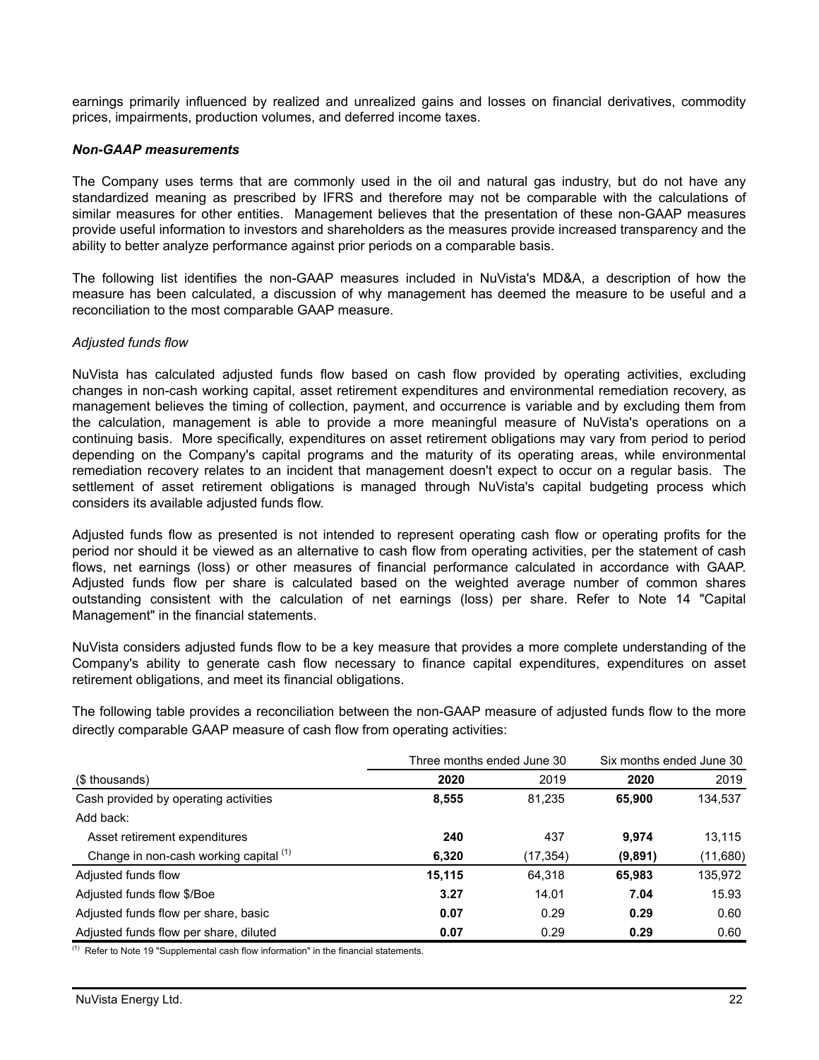earnings primarily influenced by realized and unrealized gains and losses on financial derivatives, commodity prices, impairments, production volumes, and deferred income taxes.

***Non-GAAP measurements***

The Company uses terms that are commonly used in the oil and natural gas industry, but do not have any standardized meaning as prescribed by IFRS and therefore may not be comparable with the calculations of similar measures for other entities. Management believes that the presentation of these non-GAAP measures provide useful information to investors and shareholders as the measures provide increased transparency and the ability to better analyze performance against prior periods on a comparable basis.

The following list identifies the non-GAAP measures included in NuVista's MD&A, a description of how the measure has been calculated, a discussion of why management has deemed the measure to be useful and a reconciliation to the most comparable GAAP measure.

*Adjusted funds flow*

NuVista has calculated adjusted funds flow based on cash flow provided by operating activities, excluding changes in non-cash working capital, asset retirement expenditures and environmental remediation recovery, as management believes the timing of collection, payment, and occurrence is variable and by excluding them from the calculation, management is able to provide a more meaningful measure of NuVista's operations on a continuing basis. More specifically, expenditures on asset retirement obligations may vary from period to period depending on the Company's capital programs and the maturity of its operating areas, while environmental remediation recovery relates to an incident that management doesn't expect to occur on a regular basis. The settlement of asset retirement obligations is managed through NuVista's capital budgeting process which considers its available adjusted funds flow.

Adjusted funds flow as presented is not intended to represent operating cash flow or operating profits for the period nor should it be viewed as an alternative to cash flow from operating activities, per the statement of cash flows, net earnings (loss) or other measures of financial performance calculated in accordance with GAAP. Adjusted funds flow per share is calculated based on the weighted average number of common shares outstanding consistent with the calculation of net earnings (loss) per share. Refer to Note 14 "Capital Management" in the financial statements.

NuVista considers adjusted funds flow to be a key measure that provides a more complete understanding of the Company's ability to generate cash flow necessary to finance capital expenditures, expenditures on asset retirement obligations, and meet its financial obligations.

The following table provides a reconciliation between the non-GAAP measure of adjusted funds flow to the more directly comparable GAAP measure of cash flow from operating activities:

| | Three months ended June 30 | | Six months ended June 30 | |
|---|---|---|---|---|
| ($ thousands) | **2020** | 2019 | **2020** | 2019 |
| Cash provided by operating activities | **8,555** | 81,235 | **65,900** | 134,537 |
| Add back: | | | | |
| Asset retirement expenditures | **240** | 437 | **9,974** | 13,115 |
| Change in non-cash working capital [1] | **6,320** | (17,354) | **(9,891)** | (11,680) |
| Adjusted funds flow | **15,115** | 64,318 | **65,983** | 135,972 |
| Adjusted funds flow $/Boe | **3.27** | 14.01 | **7.04** | 15.93 |
| Adjusted funds flow per share, basic | **0.07** | 0.29 | **0.29** | 0.60 |
| Adjusted funds flow per share, diluted | **0.07** | 0.29 | **0.29** | 0.60 |

[1] Refer to Note 19 "Supplemental cash flow information" in the financial statements.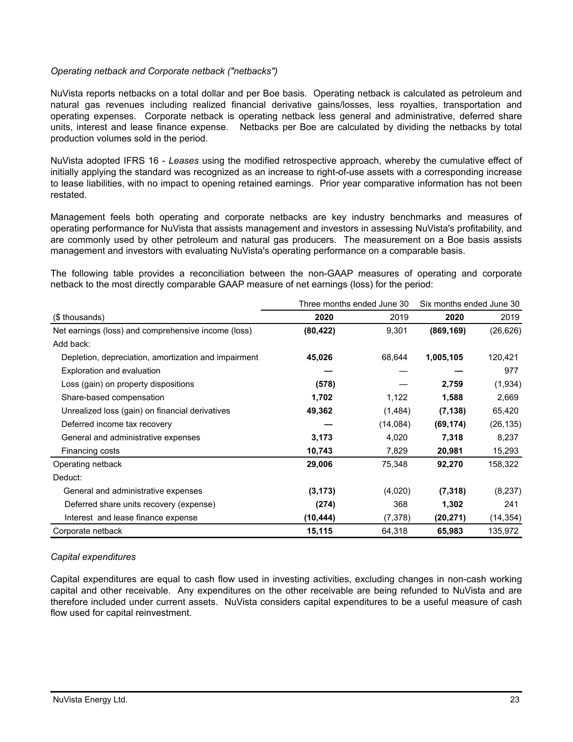*Operating netback and Corporate netback ("netbacks")*

NuVista reports netbacks on a total dollar and per Boe basis. Operating netback is calculated as petroleum and natural gas revenues including realized financial derivative gains/losses, less royalties, transportation and operating expenses. Corporate netback is operating netback less general and administrative, deferred share units, interest and lease finance expense. Netbacks per Boe are calculated by dividing the netbacks by total production volumes sold in the period.

NuVista adopted IFRS 16 - *Leases* using the modified retrospective approach, whereby the cumulative effect of initially applying the standard was recognized as an increase to right-of-use assets with a corresponding increase to lease liabilities, with no impact to opening retained earnings. Prior year comparative information has not been restated.

Management feels both operating and corporate netbacks are key industry benchmarks and measures of operating performance for NuVista that assists management and investors in assessing NuVista's profitability, and are commonly used by other petroleum and natural gas producers. The measurement on a Boe basis assists management and investors with evaluating NuVista's operating performance on a comparable basis.

The following table provides a reconciliation between the non-GAAP measures of operating and corporate netback to the most directly comparable GAAP measure of net earnings (loss) for the period:

| | Three months ended June 30 | | Six months ended June 30 | |
|---|---|---|---|---|
| ($ thousands) | **2020** | 2019 | **2020** | 2019 |
| Net earnings (loss) and comprehensive income (loss) | **(80,422)** | 9,301 | **(869,169)** | (26,626) |
| Add back: | | | | |
| Depletion, depreciation, amortization and impairment | **45,026** | 68,644 | **1,005,105** | 120,421 |
| Exploration and evaluation | **—** | — | **—** | 977 |
| Loss (gain) on property dispositions | **(578)** | — | **2,759** | (1,934) |
| Share-based compensation | **1,702** | 1,122 | **1,588** | 2,669 |
| Unrealized loss (gain) on financial derivatives | **49,362** | (1,484) | **(7,138)** | 65,420 |
| Deferred income tax recovery | **—** | (14,084) | **(69,174)** | (26,135) |
| General and administrative expenses | **3,173** | 4,020 | **7,318** | 8,237 |
| Financing costs | **10,743** | 7,829 | **20,981** | 15,293 |
| Operating netback | **29,006** | 75,348 | **92,270** | 158,322 |
| Deduct: | | | | |
| General and administrative expenses | **(3,173)** | (4,020) | **(7,318)** | (8,237) |
| Deferred share units recovery (expense) | **(274)** | 368 | **1,302** | 241 |
| Interest and lease finance expense | **(10,444)** | (7,378) | **(20,271)** | (14,354) |
| Corporate netback | **15,115** | 64,318 | **65,983** | 135,972 |

*Capital expenditures*

Capital expenditures are equal to cash flow used in investing activities, excluding changes in non-cash working capital and other receivable. Any expenditures on the other receivable are being refunded to NuVista and are therefore included under current assets. NuVista considers capital expenditures to be a useful measure of cash flow used for capital reinvestment.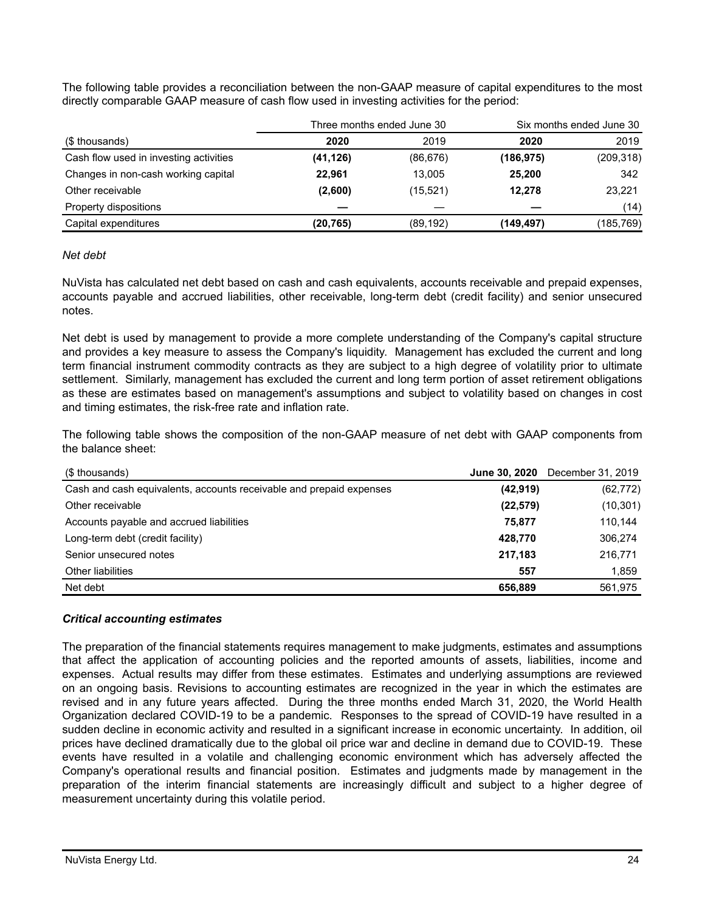The following table provides a reconciliation between the non-GAAP measure of capital expenditures to the most directly comparable GAAP measure of cash flow used in investing activities for the period:

| | Three months ended June 30 | | Six months ended June 30 | |
|---|---|---|---|---|
| ($ thousands) | **2020** | 2019 | **2020** | 2019 |
| Cash flow used in investing activities | **(41,126)** | (86,676) | **(186,975)** | (209,318) |
| Changes in non-cash working capital | **22,961** | 13,005 | **25,200** | 342 |
| Other receivable | **(2,600)** | (15,521) | **12,278** | 23,221 |
| Property dispositions | **—** | — | **—** | (14) |
| Capital expenditures | **(20,765)** | (89,192) | **(149,497)** | (185,769) |

*Net debt*

NuVista has calculated net debt based on cash and cash equivalents, accounts receivable and prepaid expenses, accounts payable and accrued liabilities, other receivable, long-term debt (credit facility) and senior unsecured notes.

Net debt is used by management to provide a more complete understanding of the Company's capital structure and provides a key measure to assess the Company's liquidity. Management has excluded the current and long term financial instrument commodity contracts as they are subject to a high degree of volatility prior to ultimate settlement. Similarly, management has excluded the current and long term portion of asset retirement obligations as these are estimates based on management's assumptions and subject to volatility based on changes in cost and timing estimates, the risk-free rate and inflation rate.

The following table shows the composition of the non-GAAP measure of net debt with GAAP components from the balance sheet:

| ($ thousands) | **June 30, 2020** | December 31, 2019 |
|---|---|---|
| Cash and cash equivalents, accounts receivable and prepaid expenses | **(42,919)** | (62,772) |
| Other receivable | **(22,579)** | (10,301) |
| Accounts payable and accrued liabilities | **75,877** | 110,144 |
| Long-term debt (credit facility) | **428,770** | 306,274 |
| Senior unsecured notes | **217,183** | 216,771 |
| Other liabilities | **557** | 1,859 |
| Net debt | **656,889** | 561,975 |

***Critical accounting estimates***

The preparation of the financial statements requires management to make judgments, estimates and assumptions that affect the application of accounting policies and the reported amounts of assets, liabilities, income and expenses. Actual results may differ from these estimates. Estimates and underlying assumptions are reviewed on an ongoing basis. Revisions to accounting estimates are recognized in the year in which the estimates are revised and in any future years affected. During the three months ended March 31, 2020, the World Health Organization declared COVID-19 to be a pandemic. Responses to the spread of COVID-19 have resulted in a sudden decline in economic activity and resulted in a significant increase in economic uncertainty. In addition, oil prices have declined dramatically due to the global oil price war and decline in demand due to COVID-19. These events have resulted in a volatile and challenging economic environment which has adversely affected the Company's operational results and financial position. Estimates and judgments made by management in the preparation of the interim financial statements are increasingly difficult and subject to a higher degree of measurement uncertainty during this volatile period.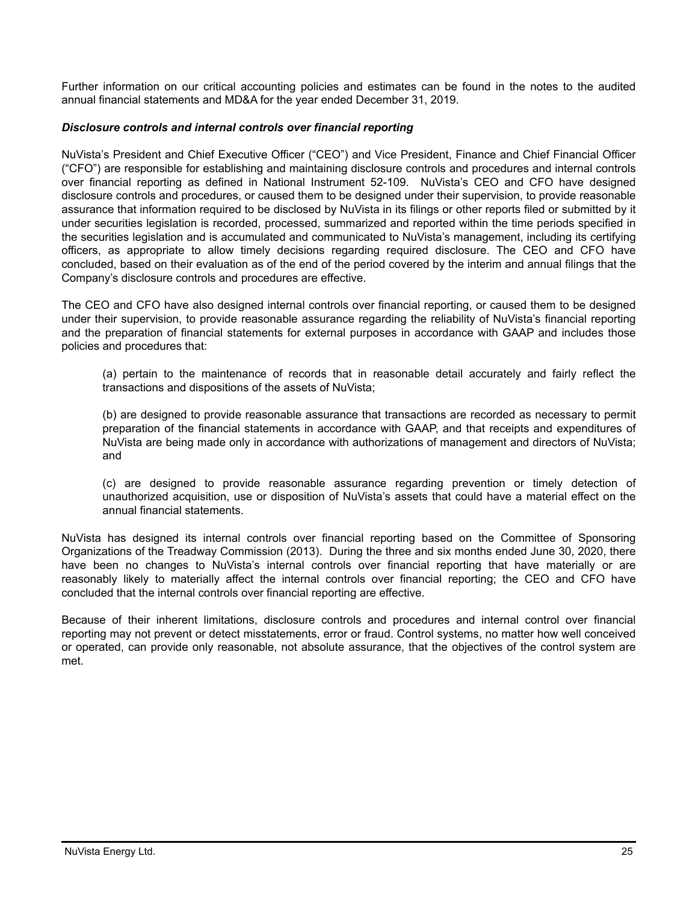Further information on our critical accounting policies and estimates can be found in the notes to the audited annual financial statements and MD&A for the year ended December 31, 2019.

***Disclosure controls and internal controls over financial reporting***

NuVista's President and Chief Executive Officer ("CEO") and Vice President, Finance and Chief Financial Officer ("CFO") are responsible for establishing and maintaining disclosure controls and procedures and internal controls over financial reporting as defined in National Instrument 52-109. NuVista's CEO and CFO have designed disclosure controls and procedures, or caused them to be designed under their supervision, to provide reasonable assurance that information required to be disclosed by NuVista in its filings or other reports filed or submitted by it under securities legislation is recorded, processed, summarized and reported within the time periods specified in the securities legislation and is accumulated and communicated to NuVista's management, including its certifying officers, as appropriate to allow timely decisions regarding required disclosure. The CEO and CFO have concluded, based on their evaluation as of the end of the period covered by the interim and annual filings that the Company's disclosure controls and procedures are effective.

The CEO and CFO have also designed internal controls over financial reporting, or caused them to be designed under their supervision, to provide reasonable assurance regarding the reliability of NuVista's financial reporting and the preparation of financial statements for external purposes in accordance with GAAP and includes those policies and procedures that:

(a) pertain to the maintenance of records that in reasonable detail accurately and fairly reflect the transactions and dispositions of the assets of NuVista;

(b) are designed to provide reasonable assurance that transactions are recorded as necessary to permit preparation of the financial statements in accordance with GAAP, and that receipts and expenditures of NuVista are being made only in accordance with authorizations of management and directors of NuVista; and

(c) are designed to provide reasonable assurance regarding prevention or timely detection of unauthorized acquisition, use or disposition of NuVista's assets that could have a material effect on the annual financial statements.

NuVista has designed its internal controls over financial reporting based on the Committee of Sponsoring Organizations of the Treadway Commission (2013). During the three and six months ended June 30, 2020, there have been no changes to NuVista's internal controls over financial reporting that have materially or are reasonably likely to materially affect the internal controls over financial reporting; the CEO and CFO have concluded that the internal controls over financial reporting are effective.

Because of their inherent limitations, disclosure controls and procedures and internal control over financial reporting may not prevent or detect misstatements, error or fraud. Control systems, no matter how well conceived or operated, can provide only reasonable, not absolute assurance, that the objectives of the control system are met.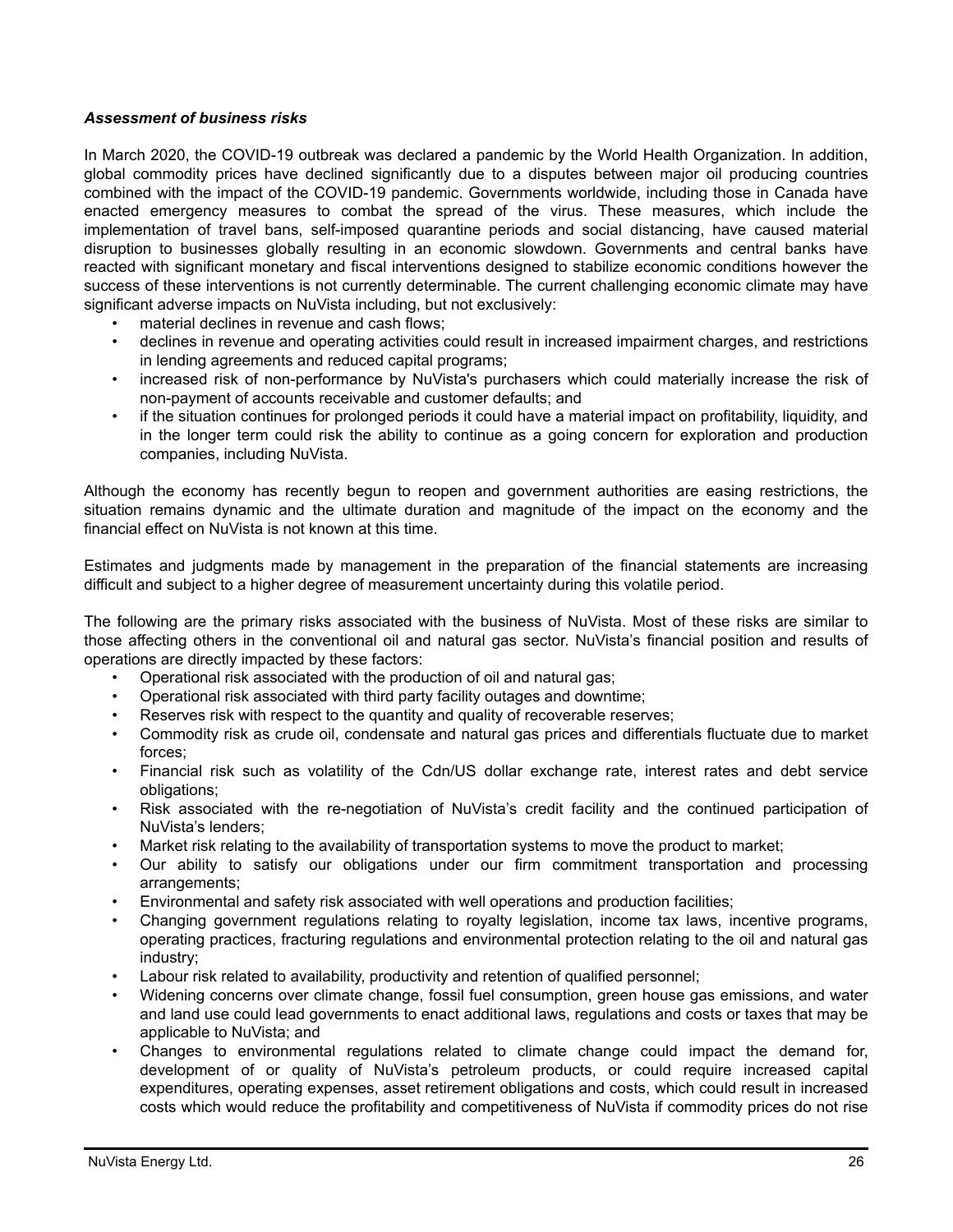***Assessment of business risks***

In March 2020, the COVID-19 outbreak was declared a pandemic by the World Health Organization. In addition, global commodity prices have declined significantly due to a disputes between major oil producing countries combined with the impact of the COVID-19 pandemic. Governments worldwide, including those in Canada have enacted emergency measures to combat the spread of the virus. These measures, which include the implementation of travel bans, self-imposed quarantine periods and social distancing, have caused material disruption to businesses globally resulting in an economic slowdown. Governments and central banks have reacted with significant monetary and fiscal interventions designed to stabilize economic conditions however the success of these interventions is not currently determinable. The current challenging economic climate may have significant adverse impacts on NuVista including, but not exclusively:

- material declines in revenue and cash flows;
- declines in revenue and operating activities could result in increased impairment charges, and restrictions in lending agreements and reduced capital programs;
- increased risk of non-performance by NuVista's purchasers which could materially increase the risk of non-payment of accounts receivable and customer defaults; and
- if the situation continues for prolonged periods it could have a material impact on profitability, liquidity, and in the longer term could risk the ability to continue as a going concern for exploration and production companies, including NuVista.

Although the economy has recently begun to reopen and government authorities are easing restrictions, the situation remains dynamic and the ultimate duration and magnitude of the impact on the economy and the financial effect on NuVista is not known at this time.

Estimates and judgments made by management in the preparation of the financial statements are increasing difficult and subject to a higher degree of measurement uncertainty during this volatile period.

The following are the primary risks associated with the business of NuVista. Most of these risks are similar to those affecting others in the conventional oil and natural gas sector. NuVista's financial position and results of operations are directly impacted by these factors:

- Operational risk associated with the production of oil and natural gas;
- Operational risk associated with third party facility outages and downtime;
- Reserves risk with respect to the quantity and quality of recoverable reserves;
- Commodity risk as crude oil, condensate and natural gas prices and differentials fluctuate due to market forces;
- Financial risk such as volatility of the Cdn/US dollar exchange rate, interest rates and debt service obligations;
- Risk associated with the re-negotiation of NuVista's credit facility and the continued participation of NuVista's lenders;
- Market risk relating to the availability of transportation systems to move the product to market;
- Our ability to satisfy our obligations under our firm commitment transportation and processing arrangements;
- Environmental and safety risk associated with well operations and production facilities;
- Changing government regulations relating to royalty legislation, income tax laws, incentive programs, operating practices, fracturing regulations and environmental protection relating to the oil and natural gas industry;
- Labour risk related to availability, productivity and retention of qualified personnel;
- Widening concerns over climate change, fossil fuel consumption, green house gas emissions, and water and land use could lead governments to enact additional laws, regulations and costs or taxes that may be applicable to NuVista; and
- Changes to environmental regulations related to climate change could impact the demand for, development of or quality of NuVista's petroleum products, or could require increased capital expenditures, operating expenses, asset retirement obligations and costs, which could result in increased costs which would reduce the profitability and competitiveness of NuVista if commodity prices do not rise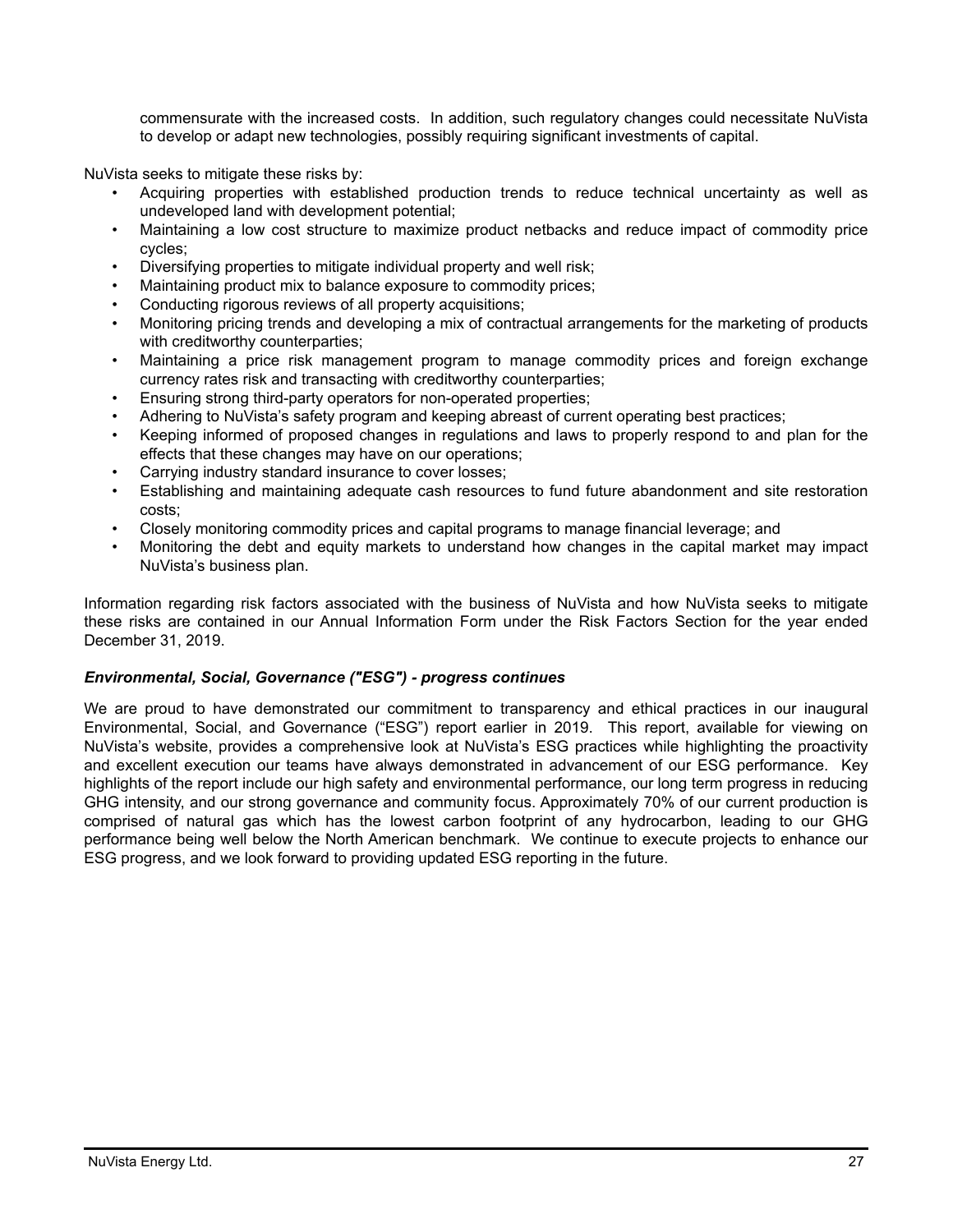commensurate with the increased costs. In addition, such regulatory changes could necessitate NuVista to develop or adapt new technologies, possibly requiring significant investments of capital.

NuVista seeks to mitigate these risks by:

- Acquiring properties with established production trends to reduce technical uncertainty as well as undeveloped land with development potential;
- Maintaining a low cost structure to maximize product netbacks and reduce impact of commodity price cycles;
- Diversifying properties to mitigate individual property and well risk;
- Maintaining product mix to balance exposure to commodity prices;
- Conducting rigorous reviews of all property acquisitions;
- Monitoring pricing trends and developing a mix of contractual arrangements for the marketing of products with creditworthy counterparties;
- Maintaining a price risk management program to manage commodity prices and foreign exchange currency rates risk and transacting with creditworthy counterparties;
- Ensuring strong third-party operators for non-operated properties;
- Adhering to NuVista's safety program and keeping abreast of current operating best practices;
- Keeping informed of proposed changes in regulations and laws to properly respond to and plan for the effects that these changes may have on our operations;
- Carrying industry standard insurance to cover losses;
- Establishing and maintaining adequate cash resources to fund future abandonment and site restoration costs;
- Closely monitoring commodity prices and capital programs to manage financial leverage; and
- Monitoring the debt and equity markets to understand how changes in the capital market may impact NuVista's business plan.

Information regarding risk factors associated with the business of NuVista and how NuVista seeks to mitigate these risks are contained in our Annual Information Form under the Risk Factors Section for the year ended December 31, 2019.

### *Environmental, Social, Governance ("ESG") - progress continues*

We are proud to have demonstrated our commitment to transparency and ethical practices in our inaugural Environmental, Social, and Governance ("ESG") report earlier in 2019. This report, available for viewing on NuVista's website, provides a comprehensive look at NuVista's ESG practices while highlighting the proactivity and excellent execution our teams have always demonstrated in advancement of our ESG performance. Key highlights of the report include our high safety and environmental performance, our long term progress in reducing GHG intensity, and our strong governance and community focus. Approximately 70% of our current production is comprised of natural gas which has the lowest carbon footprint of any hydrocarbon, leading to our GHG performance being well below the North American benchmark. We continue to execute projects to enhance our ESG progress, and we look forward to providing updated ESG reporting in the future.